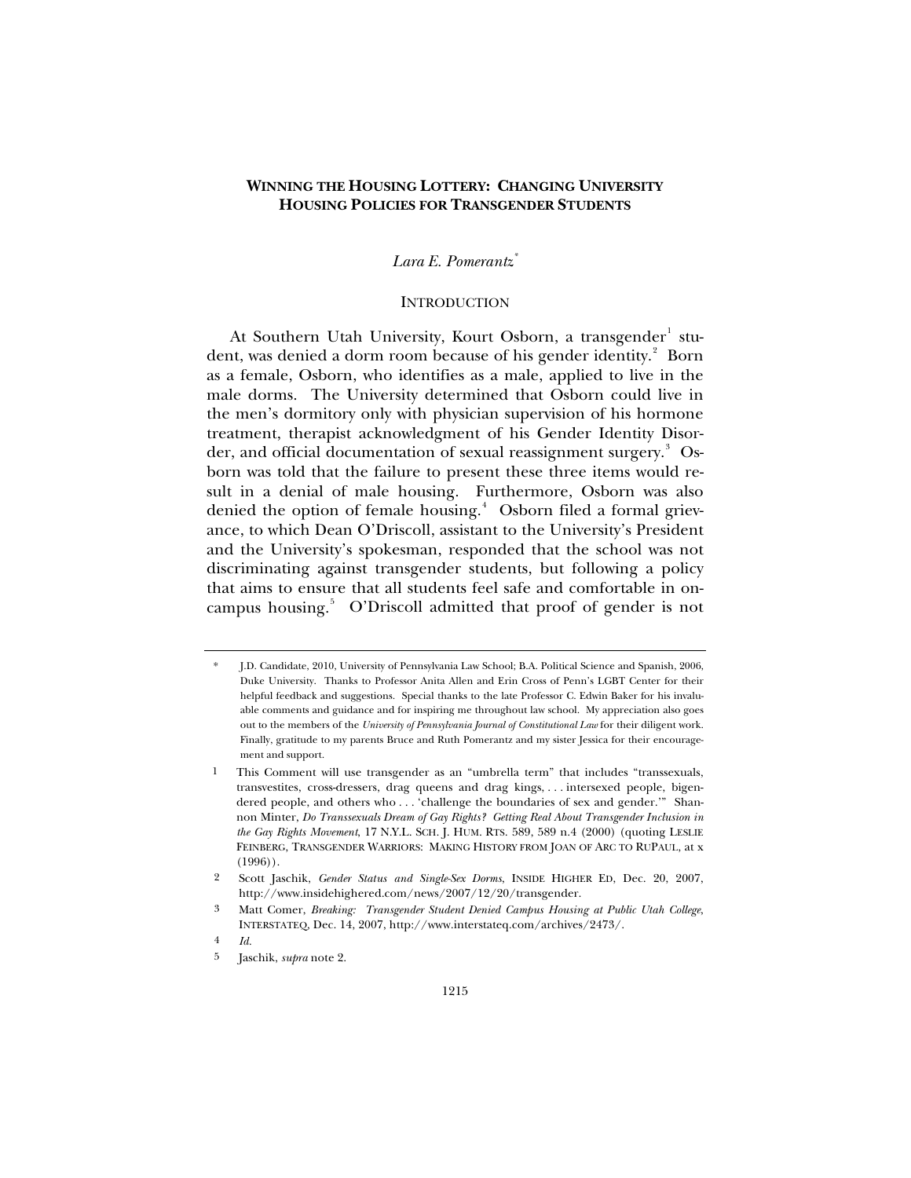# WINNING THE HOUSING LOTTERY: CHANGING UNIVERSITY HOUSING POLICIES FOR TRANSGENDER STUDENTS

*Lara E. Pomerantz*[*]

## INTRODUCTION

At Southern Utah University, Kourt Osborn, a transgender[1] student, was denied a dorm room because of his gender identity.[2] Born as a female, Osborn, who identifies as a male, applied to live in the male dorms. The University determined that Osborn could live in the men's dormitory only with physician supervision of his hormone treatment, therapist acknowledgment of his Gender Identity Disorder, and official documentation of sexual reassignment surgery.[3] Osborn was told that the failure to present these three items would result in a denial of male housing. Furthermore, Osborn was also denied the option of female housing.[4] Osborn filed a formal grievance, to which Dean O'Driscoll, assistant to the University's President and the University's spokesman, responded that the school was not discriminating against transgender students, but following a policy that aims to ensure that all students feel safe and comfortable in on-campus housing.[5] O'Driscoll admitted that proof of gender is not

---

\* J.D. Candidate, 2010, University of Pennsylvania Law School; B.A. Political Science and Spanish, 2006, Duke University. Thanks to Professor Anita Allen and Erin Cross of Penn's LGBT Center for their helpful feedback and suggestions. Special thanks to the late Professor C. Edwin Baker for his invaluable comments and guidance and for inspiring me throughout law school. My appreciation also goes out to the members of the *University of Pennsylvania Journal of Constitutional Law* for their diligent work. Finally, gratitude to my parents Bruce and Ruth Pomerantz and my sister Jessica for their encouragement and support.

1 This Comment will use transgender as an "umbrella term" that includes "transsexuals, transvestites, cross-dressers, drag queens and drag kings, . . . intersexed people, bigendered people, and others who . . . 'challenge the boundaries of sex and gender.'" Shannon Minter, *Do Transsexuals Dream of Gay Rights? Getting Real About Transgender Inclusion in the Gay Rights Movement*, 17 N.Y.L. SCH. J. HUM. RTS. 589, 589 n.4 (2000) (quoting LESLIE FEINBERG, TRANSGENDER WARRIORS: MAKING HISTORY FROM JOAN OF ARC TO RUPAUL, at x (1996)).

2 Scott Jaschik, *Gender Status and Single-Sex Dorms*, INSIDE HIGHER ED, Dec. 20, 2007, http://www.insidehighered.com/news/2007/12/20/transgender.

3 Matt Comer, *Breaking: Transgender Student Denied Campus Housing at Public Utah College*, INTERSTATEQ, Dec. 14, 2007, http://www.interstateq.com/archives/2473/.

4 *Id.*

5 Jaschik, *supra* note 2.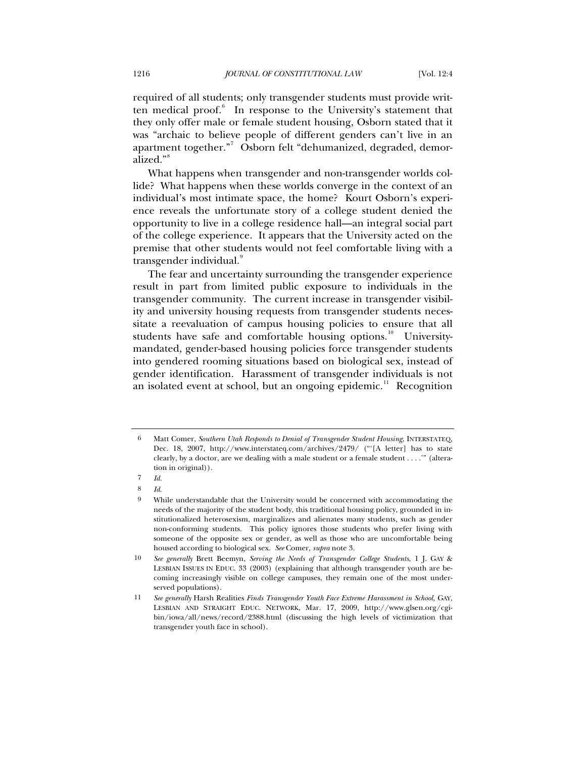required of all students; only transgender students must provide written medical proof.[6] In response to the University's statement that they only offer male or female student housing, Osborn stated that it was "archaic to believe people of different genders can't live in an apartment together."[7] Osborn felt "dehumanized, degraded, demoralized."[8]

What happens when transgender and non-transgender worlds collide? What happens when these worlds converge in the context of an individual's most intimate space, the home? Kourt Osborn's experience reveals the unfortunate story of a college student denied the opportunity to live in a college residence hall—an integral social part of the college experience. It appears that the University acted on the premise that other students would not feel comfortable living with a transgender individual.[9]

The fear and uncertainty surrounding the transgender experience result in part from limited public exposure to individuals in the transgender community. The current increase in transgender visibility and university housing requests from transgender students necessitate a reevaluation of campus housing policies to ensure that all students have safe and comfortable housing options.[10] University-mandated, gender-based housing policies force transgender students into gendered rooming situations based on biological sex, instead of gender identification. Harassment of transgender individuals is not an isolated event at school, but an ongoing epidemic.[11] Recognition

---

6 Matt Comer, *Southern Utah Responds to Denial of Transgender Student Housing*, INTERSTATEQ, Dec. 18, 2007, http://www.interstateq.com/archives/2479/ ("'[A letter] has to state clearly, by a doctor, are we dealing with a male student or a female student . . . .'" (alteration in original)).

7 *Id.*

8 *Id.*

9 While understandable that the University would be concerned with accommodating the needs of the majority of the student body, this traditional housing policy, grounded in institutionalized heterosexism, marginalizes and alienates many students, such as gender non-conforming students. This policy ignores those students who prefer living with someone of the opposite sex or gender, as well as those who are uncomfortable being housed according to biological sex. *See* Comer, *supra* note 3.

10 *See generally* Brett Beemyn, *Serving the Needs of Transgender College Students*, 1 J. GAY & LESBIAN ISSUES IN EDUC. 33 (2003) (explaining that although transgender youth are becoming increasingly visible on college campuses, they remain one of the most underserved populations).

11 *See generally* Harsh Realities *Finds Transgender Youth Face Extreme Harassment in School*, GAY, LESBIAN AND STRAIGHT EDUC. NETWORK, Mar. 17, 2009, http://www.glsen.org/cgi-bin/iowa/all/news/record/2388.html (discussing the high levels of victimization that transgender youth face in school).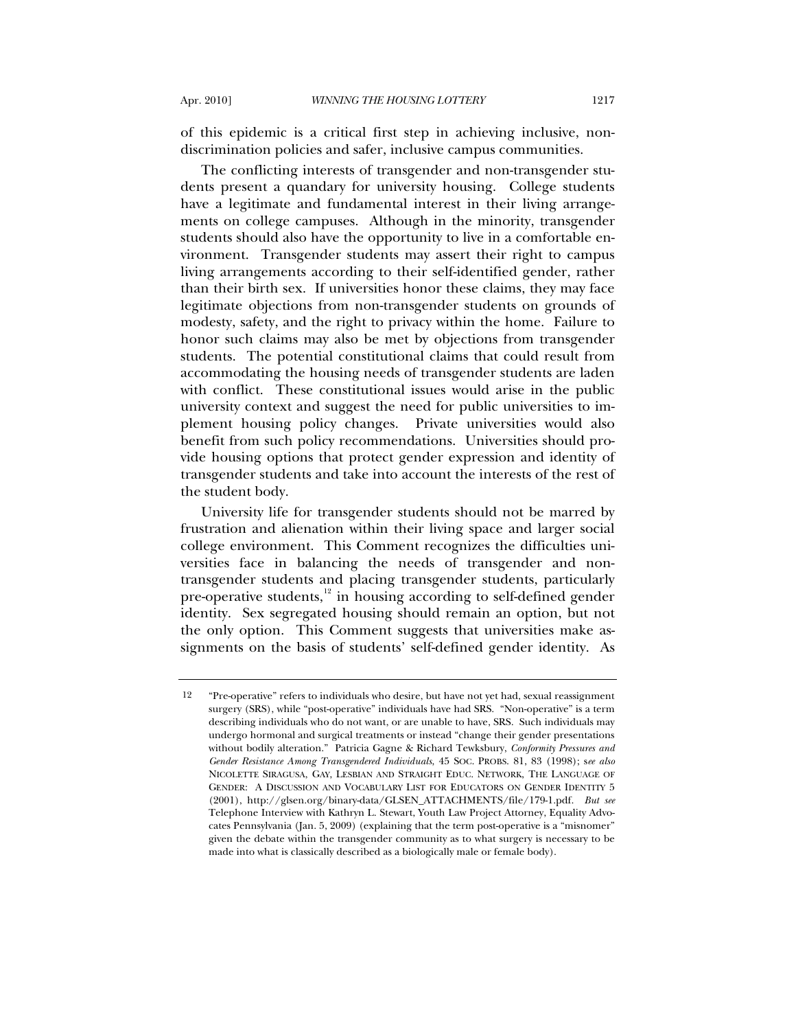of this epidemic is a critical first step in achieving inclusive, non-discrimination policies and safer, inclusive campus communities.

The conflicting interests of transgender and non-transgender students present a quandary for university housing. College students have a legitimate and fundamental interest in their living arrangements on college campuses. Although in the minority, transgender students should also have the opportunity to live in a comfortable environment. Transgender students may assert their right to campus living arrangements according to their self-identified gender, rather than their birth sex. If universities honor these claims, they may face legitimate objections from non-transgender students on grounds of modesty, safety, and the right to privacy within the home. Failure to honor such claims may also be met by objections from transgender students. The potential constitutional claims that could result from accommodating the housing needs of transgender students are laden with conflict. These constitutional issues would arise in the public university context and suggest the need for public universities to implement housing policy changes. Private universities would also benefit from such policy recommendations. Universities should provide housing options that protect gender expression and identity of transgender students and take into account the interests of the rest of the student body.

University life for transgender students should not be marred by frustration and alienation within their living space and larger social college environment. This Comment recognizes the difficulties universities face in balancing the needs of transgender and non-transgender students and placing transgender students, particularly pre-operative students,[12] in housing according to self-defined gender identity. Sex segregated housing should remain an option, but not the only option. This Comment suggests that universities make assignments on the basis of students' self-defined gender identity. As

---

12 "Pre-operative" refers to individuals who desire, but have not yet had, sexual reassignment surgery (SRS), while "post-operative" individuals have had SRS. "Non-operative" is a term describing individuals who do not want, or are unable to have, SRS. Such individuals may undergo hormonal and surgical treatments or instead "change their gender presentations without bodily alteration." Patricia Gagne & Richard Tewksbury, *Conformity Pressures and Gender Resistance Among Transgendered Individuals*, 45 SOC. PROBS. 81, 83 (1998); *see also* NICOLETTE SIRAGUSA, GAY, LESBIAN AND STRAIGHT EDUC. NETWORK, THE LANGUAGE OF GENDER: A DISCUSSION AND VOCABULARY LIST FOR EDUCATORS ON GENDER IDENTITY 5 (2001), http://glsen.org/binary-data/GLSEN_ATTACHMENTS/file/179-1.pdf. *But see* Telephone Interview with Kathryn L. Stewart, Youth Law Project Attorney, Equality Advocates Pennsylvania (Jan. 5, 2009) (explaining that the term post-operative is a "misnomer" given the debate within the transgender community as to what surgery is necessary to be made into what is classically described as a biologically male or female body).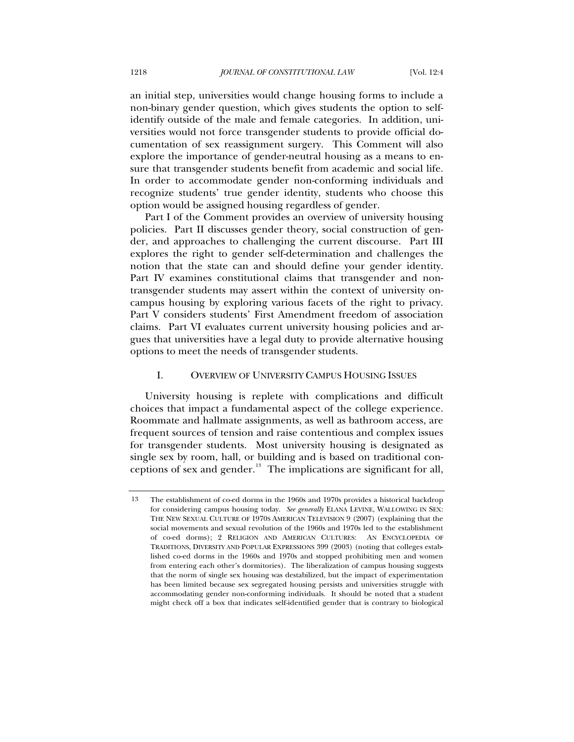an initial step, universities would change housing forms to include a non-binary gender question, which gives students the option to self-identify outside of the male and female categories. In addition, universities would not force transgender students to provide official documentation of sex reassignment surgery. This Comment will also explore the importance of gender-neutral housing as a means to ensure that transgender students benefit from academic and social life. In order to accommodate gender non-conforming individuals and recognize students' true gender identity, students who choose this option would be assigned housing regardless of gender.

Part I of the Comment provides an overview of university housing policies. Part II discusses gender theory, social construction of gender, and approaches to challenging the current discourse. Part III explores the right to gender self-determination and challenges the notion that the state can and should define your gender identity. Part IV examines constitutional claims that transgender and non-transgender students may assert within the context of university on-campus housing by exploring various facets of the right to privacy. Part V considers students' First Amendment freedom of association claims. Part VI evaluates current university housing policies and argues that universities have a legal duty to provide alternative housing options to meet the needs of transgender students.

## I. OVERVIEW OF UNIVERSITY CAMPUS HOUSING ISSUES

University housing is replete with complications and difficult choices that impact a fundamental aspect of the college experience. Roommate and hallmate assignments, as well as bathroom access, are frequent sources of tension and raise contentious and complex issues for transgender students. Most university housing is designated as single sex by room, hall, or building and is based on traditional conceptions of sex and gender.[13] The implications are significant for all,

---

13 The establishment of co-ed dorms in the 1960s and 1970s provides a historical backdrop for considering campus housing today. *See generally* ELANA LEVINE, WALLOWING IN SEX: THE NEW SEXUAL CULTURE OF 1970S AMERICAN TELEVISION 9 (2007) (explaining that the social movements and sexual revolution of the 1960s and 1970s led to the establishment of co-ed dorms); 2 RELIGION AND AMERICAN CULTURES: AN ENCYCLOPEDIA OF TRADITIONS, DIVERSITY AND POPULAR EXPRESSIONS 399 (2003) (noting that colleges established co-ed dorms in the 1960s and 1970s and stopped prohibiting men and women from entering each other's dormitories). The liberalization of campus housing suggests that the norm of single sex housing was destabilized, but the impact of experimentation has been limited because sex segregated housing persists and universities struggle with accommodating gender non-conforming individuals. It should be noted that a student might check off a box that indicates self-identified gender that is contrary to biological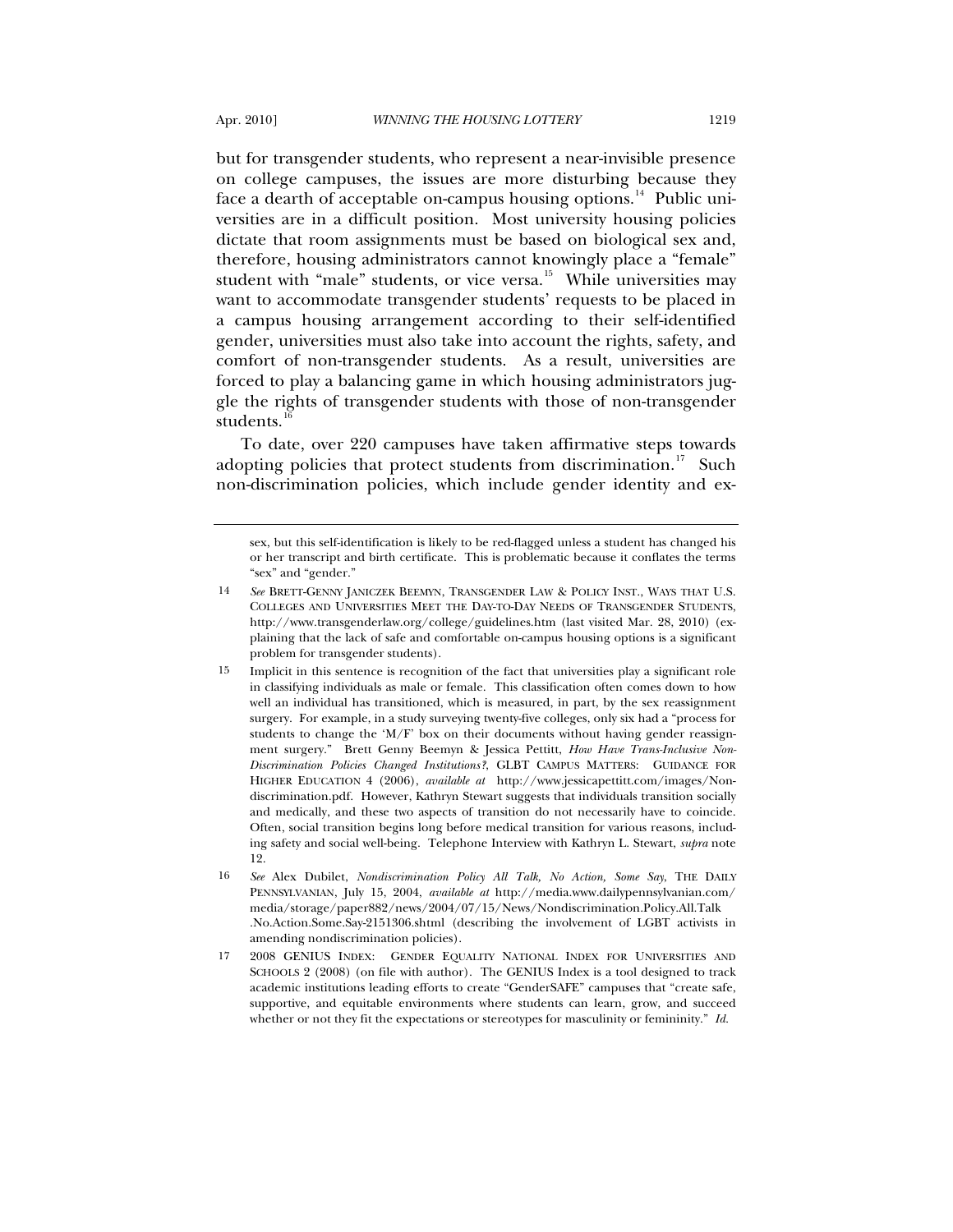but for transgender students, who represent a near-invisible presence on college campuses, the issues are more disturbing because they face a dearth of acceptable on-campus housing options.[14] Public universities are in a difficult position. Most university housing policies dictate that room assignments must be based on biological sex and, therefore, housing administrators cannot knowingly place a "female" student with "male" students, or vice versa.[15] While universities may want to accommodate transgender students' requests to be placed in a campus housing arrangement according to their self-identified gender, universities must also take into account the rights, safety, and comfort of non-transgender students. As a result, universities are forced to play a balancing game in which housing administrators juggle the rights of transgender students with those of non-transgender students.[16]

To date, over 220 campuses have taken affirmative steps towards adopting policies that protect students from discrimination.[17] Such non-discrimination policies, which include gender identity and ex-

---

sex, but this self-identification is likely to be red-flagged unless a student has changed his or her transcript and birth certificate. This is problematic because it conflates the terms "sex" and "gender."

14 *See* BRETT-GENNY JANICZEK BEEMYN, TRANSGENDER LAW & POLICY INST., WAYS THAT U.S. COLLEGES AND UNIVERSITIES MEET THE DAY-TO-DAY NEEDS OF TRANSGENDER STUDENTS, http://www.transgenderlaw.org/college/guidelines.htm (last visited Mar. 28, 2010) (explaining that the lack of safe and comfortable on-campus housing options is a significant problem for transgender students).

15 Implicit in this sentence is recognition of the fact that universities play a significant role in classifying individuals as male or female. This classification often comes down to how well an individual has transitioned, which is measured, in part, by the sex reassignment surgery. For example, in a study surveying twenty-five colleges, only six had a "process for students to change the 'M/F' box on their documents without having gender reassignment surgery." Brett Genny Beemyn & Jessica Pettitt, *How Have Trans-Inclusive Non-Discrimination Policies Changed Institutions?*, GLBT CAMPUS MATTERS: GUIDANCE FOR HIGHER EDUCATION 4 (2006), *available at* http://www.jessicapettitt.com/images/Nondiscrimination.pdf. However, Kathryn Stewart suggests that individuals transition socially and medically, and these two aspects of transition do not necessarily have to coincide. Often, social transition begins long before medical transition for various reasons, including safety and social well-being. Telephone Interview with Kathryn L. Stewart, *supra* note 12.

16 *See* Alex Dubilet, *Nondiscrimination Policy All Talk, No Action, Some Say*, THE DAILY PENNSYLVANIAN, July 15, 2004, *available at* http://media.www.dailypennsylvanian.com/media/storage/paper882/news/2004/07/15/News/Nondiscrimination.Policy.All.Talk.No.Action.Some.Say-2151306.shtml (describing the involvement of LGBT activists in amending nondiscrimination policies).

17 2008 GENIUS INDEX: GENDER EQUALITY NATIONAL INDEX FOR UNIVERSITIES AND SCHOOLS 2 (2008) (on file with author). The GENIUS Index is a tool designed to track academic institutions leading efforts to create "GenderSAFE" campuses that "create safe, supportive, and equitable environments where students can learn, grow, and succeed whether or not they fit the expectations or stereotypes for masculinity or femininity." *Id.*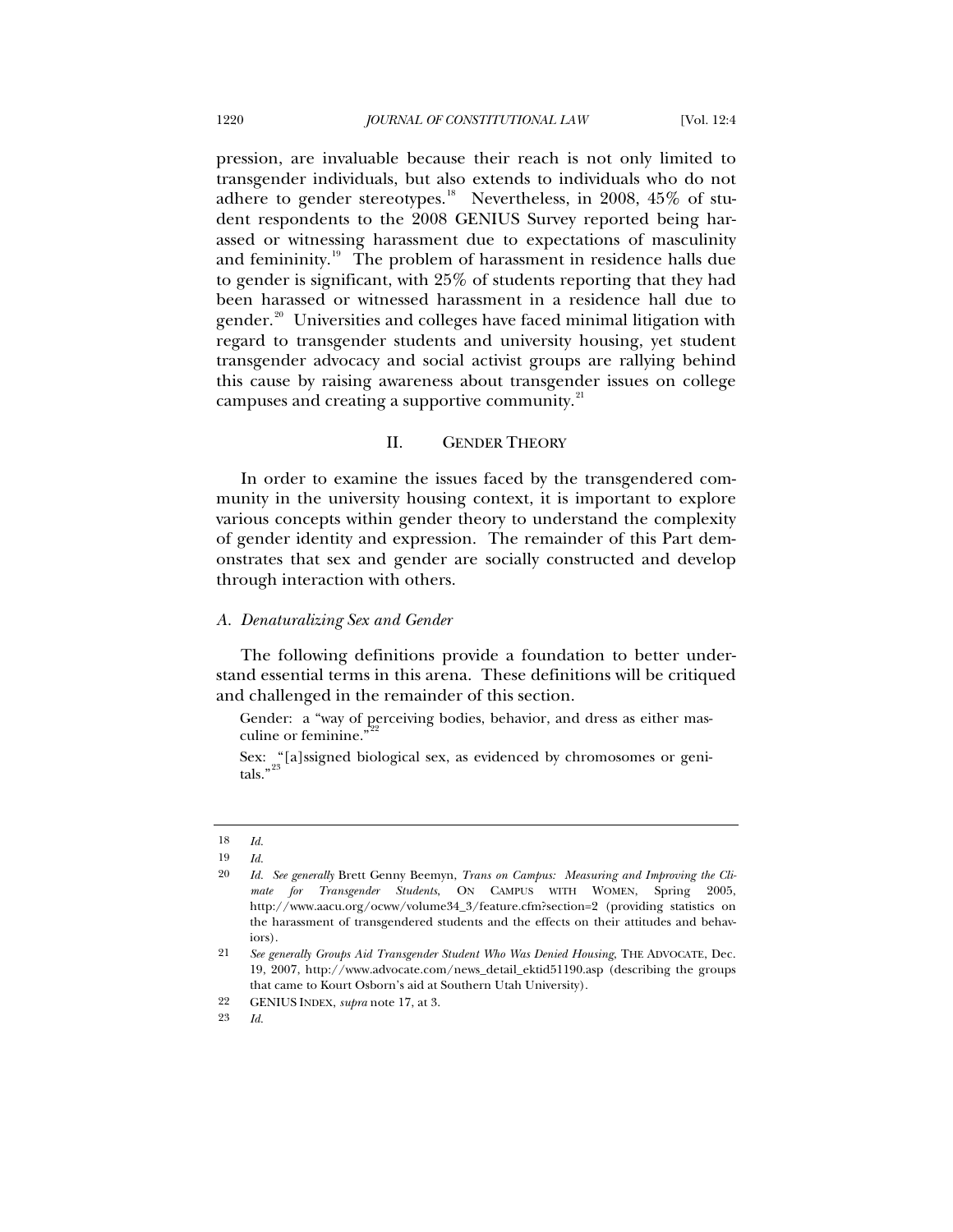pression, are invaluable because their reach is not only limited to transgender individuals, but also extends to individuals who do not adhere to gender stereotypes.[18] Nevertheless, in 2008, 45% of student respondents to the 2008 GENIUS Survey reported being harassed or witnessing harassment due to expectations of masculinity and femininity.[19] The problem of harassment in residence halls due to gender is significant, with 25% of students reporting that they had been harassed or witnessed harassment in a residence hall due to gender.[20] Universities and colleges have faced minimal litigation with regard to transgender students and university housing, yet student transgender advocacy and social activist groups are rallying behind this cause by raising awareness about transgender issues on college campuses and creating a supportive community.[21]

## II. GENDER THEORY

In order to examine the issues faced by the transgendered community in the university housing context, it is important to explore various concepts within gender theory to understand the complexity of gender identity and expression. The remainder of this Part demonstrates that sex and gender are socially constructed and develop through interaction with others.

### *A. Denaturalizing Sex and Gender*

The following definitions provide a foundation to better understand essential terms in this arena. These definitions will be critiqued and challenged in the remainder of this section.

> Gender: a "way of perceiving bodies, behavior, and dress as either masculine or feminine."[22]
>
> Sex: "[a]ssigned biological sex, as evidenced by chromosomes or genitals."[23]

---

18 *Id.*

19 *Id.*

20 *Id. See generally* Brett Genny Beemyn, *Trans on Campus: Measuring and Improving the Climate for Transgender Students*, ON CAMPUS WITH WOMEN, Spring 2005, http://www.aacu.org/ocww/volume34_3/feature.cfm?section=2 (providing statistics on the harassment of transgendered students and the effects on their attitudes and behaviors).

21 *See generally Groups Aid Transgender Student Who Was Denied Housing*, THE ADVOCATE, Dec. 19, 2007, http://www.advocate.com/news_detail_ektid51190.asp (describing the groups that came to Kourt Osborn's aid at Southern Utah University).

22 GENIUS INDEX, *supra* note 17, at 3.

23 *Id.*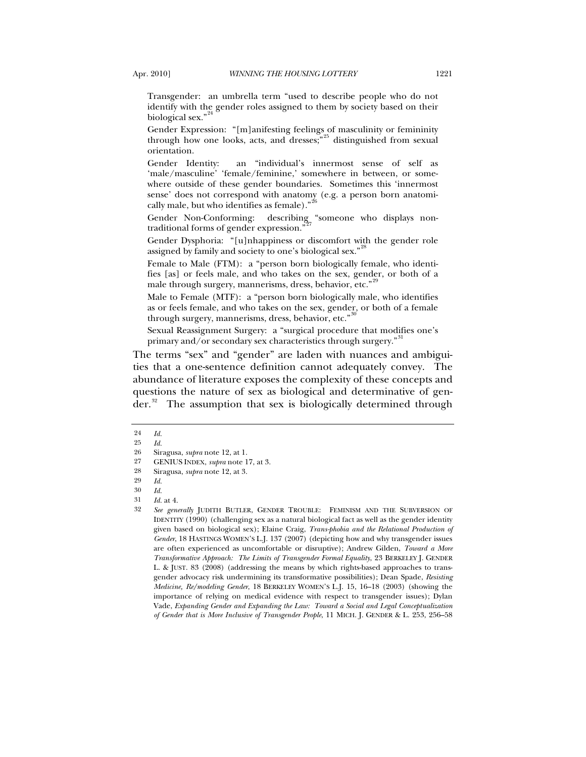Transgender: an umbrella term "used to describe people who do not identify with the gender roles assigned to them by society based on their biological sex."[24]

Gender Expression: "[m]anifesting feelings of masculinity or femininity through how one looks, acts, and dresses;"[25] distinguished from sexual orientation.

Gender Identity: an "individual's innermost sense of self as 'male/masculine' 'female/feminine,' somewhere in between, or somewhere outside of these gender boundaries. Sometimes this 'innermost sense' does not correspond with anatomy (e.g. a person born anatomically male, but who identifies as female)."[26]

Gender Non-Conforming: describing "someone who displays nontraditional forms of gender expression."[27]

Gender Dysphoria: "[u]nhappiness or discomfort with the gender role assigned by family and society to one's biological sex."[28]

Female to Male (FTM): a "person born biologically female, who identifies [as] or feels male, and who takes on the sex, gender, or both of a male through surgery, mannerisms, dress, behavior, etc."[29]

Male to Female (MTF): a "person born biologically male, who identifies as or feels female, and who takes on the sex, gender, or both of a female through surgery, mannerisms, dress, behavior, etc."[30]

Sexual Reassignment Surgery: a "surgical procedure that modifies one's primary and/or secondary sex characteristics through surgery."[31]

The terms "sex" and "gender" are laden with nuances and ambiguities that a one-sentence definition cannot adequately convey. The abundance of literature exposes the complexity of these concepts and questions the nature of sex as biological and determinative of gender.[32] The assumption that sex is biologically determined through

---

24 *Id.*

25 *Id.*

26 Siragusa, *supra* note 12, at 1.

27 GENIUS INDEX, *supra* note 17, at 3.

28 Siragusa, *supra* note 12, at 3.

29 *Id.*

30 *Id.*

31 *Id.* at 4.

32 *See generally* JUDITH BUTLER, GENDER TROUBLE: FEMINISM AND THE SUBVERSION OF IDENTITY (1990) (challenging sex as a natural biological fact as well as the gender identity given based on biological sex); Elaine Craig, *Trans-phobia and the Relational Production of Gender*, 18 HASTINGS WOMEN'S L.J. 137 (2007) (depicting how and why transgender issues are often experienced as uncomfortable or disruptive); Andrew Gilden, *Toward a More Transformative Approach: The Limits of Transgender Formal Equality*, 23 BERKELEY J. GENDER L. & JUST. 83 (2008) (addressing the means by which rights-based approaches to transgender advocacy risk undermining its transformative possibilities); Dean Spade, *Resisting Medicine, Re/modeling Gender*, 18 BERKELEY WOMEN'S L.J. 15, 16–18 (2003) (showing the importance of relying on medical evidence with respect to transgender issues); Dylan Vade, *Expanding Gender and Expanding the Law: Toward a Social and Legal Conceptualization of Gender that is More Inclusive of Transgender People*, 11 MICH. J. GENDER & L. 253, 256–58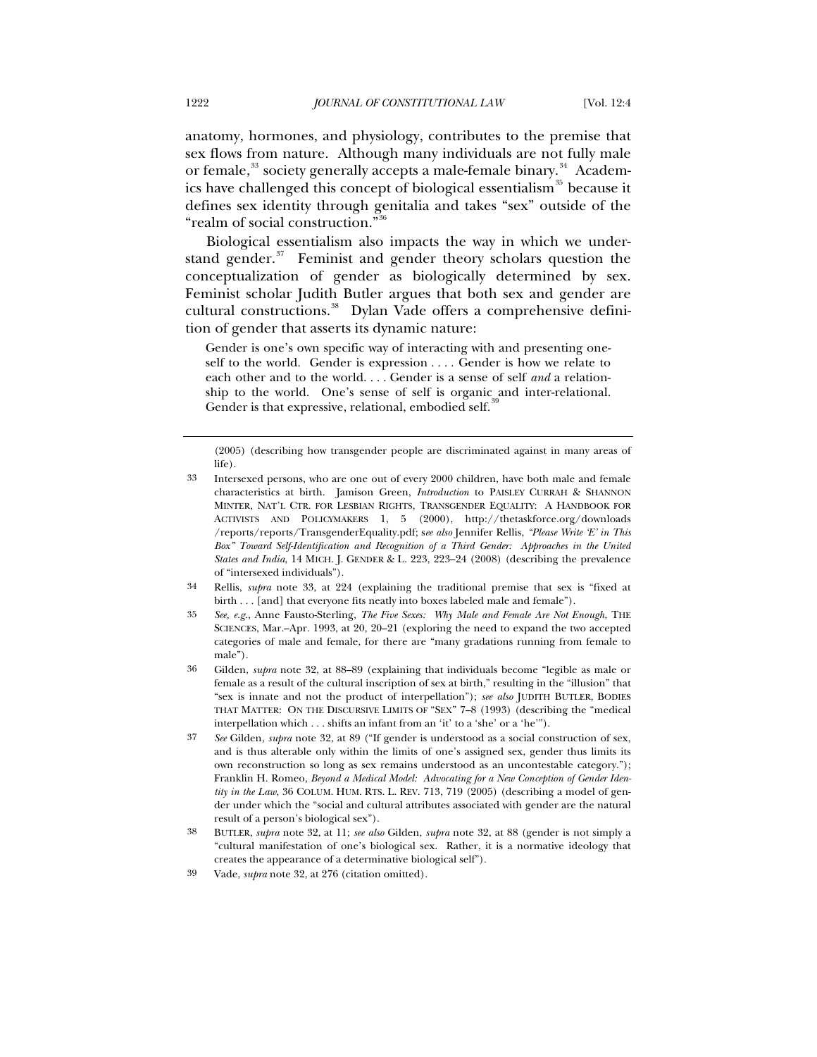anatomy, hormones, and physiology, contributes to the premise that sex flows from nature. Although many individuals are not fully male or female,[33] society generally accepts a male-female binary.[34] Academics have challenged this concept of biological essentialism[35] because it defines sex identity through genitalia and takes "sex" outside of the "realm of social construction."[36]

Biological essentialism also impacts the way in which we understand gender.[37] Feminist and gender theory scholars question the conceptualization of gender as biologically determined by sex. Feminist scholar Judith Butler argues that both sex and gender are cultural constructions.[38] Dylan Vade offers a comprehensive definition of gender that asserts its dynamic nature:

> Gender is one's own specific way of interacting with and presenting oneself to the world. Gender is expression . . . . Gender is how we relate to each other and to the world. . . . Gender is a sense of self *and* a relationship to the world. One's sense of self is organic and inter-relational. Gender is that expressive, relational, embodied self.[39]

---

(2005) (describing how transgender people are discriminated against in many areas of life).

33 Intersexed persons, who are one out of every 2000 children, have both male and female characteristics at birth. Jamison Green, *Introduction* to PAISLEY CURRAH & SHANNON MINTER, NAT'L CTR. FOR LESBIAN RIGHTS, TRANSGENDER EQUALITY: A HANDBOOK FOR ACTIVISTS AND POLICYMAKERS 1, 5 (2000), http://thetaskforce.org/downloads/reports/reports/TransgenderEquality.pdf; s*ee also* Jennifer Rellis, *"Please Write 'E' in This Box" Toward Self-Identification and Recognition of a Third Gender: Approaches in the United States and India*, 14 MICH. J. GENDER & L. 223, 223–24 (2008) (describing the prevalence of "intersexed individuals").

34 Rellis, *supra* note 33, at 224 (explaining the traditional premise that sex is "fixed at birth . . . [and] that everyone fits neatly into boxes labeled male and female").

35 *See, e.g.*, Anne Fausto-Sterling, *The Five Sexes: Why Male and Female Are Not Enough*, THE SCIENCES, Mar.–Apr. 1993, at 20, 20–21 (exploring the need to expand the two accepted categories of male and female, for there are "many gradations running from female to male").

36 Gilden, *supra* note 32, at 88–89 (explaining that individuals become "legible as male or female as a result of the cultural inscription of sex at birth," resulting in the "illusion" that "sex is innate and not the product of interpellation"); *see also* JUDITH BUTLER, BODIES THAT MATTER: ON THE DISCURSIVE LIMITS OF "SEX" 7–8 (1993) (describing the "medical interpellation which . . . shifts an infant from an 'it' to a 'she' or a 'he'").

37 *See* Gilden, *supra* note 32, at 89 ("If gender is understood as a social construction of sex, and is thus alterable only within the limits of one's assigned sex, gender thus limits its own reconstruction so long as sex remains understood as an uncontestable category."); Franklin H. Romeo, *Beyond a Medical Model: Advocating for a New Conception of Gender Identity in the Law*, 36 COLUM. HUM. RTS. L. REV. 713, 719 (2005) (describing a model of gender under which the "social and cultural attributes associated with gender are the natural result of a person's biological sex").

38 BUTLER, *supra* note 32, at 11; *see also* Gilden, *supra* note 32, at 88 (gender is not simply a "cultural manifestation of one's biological sex. Rather, it is a normative ideology that creates the appearance of a determinative biological self").

39 Vade, *supra* note 32, at 276 (citation omitted).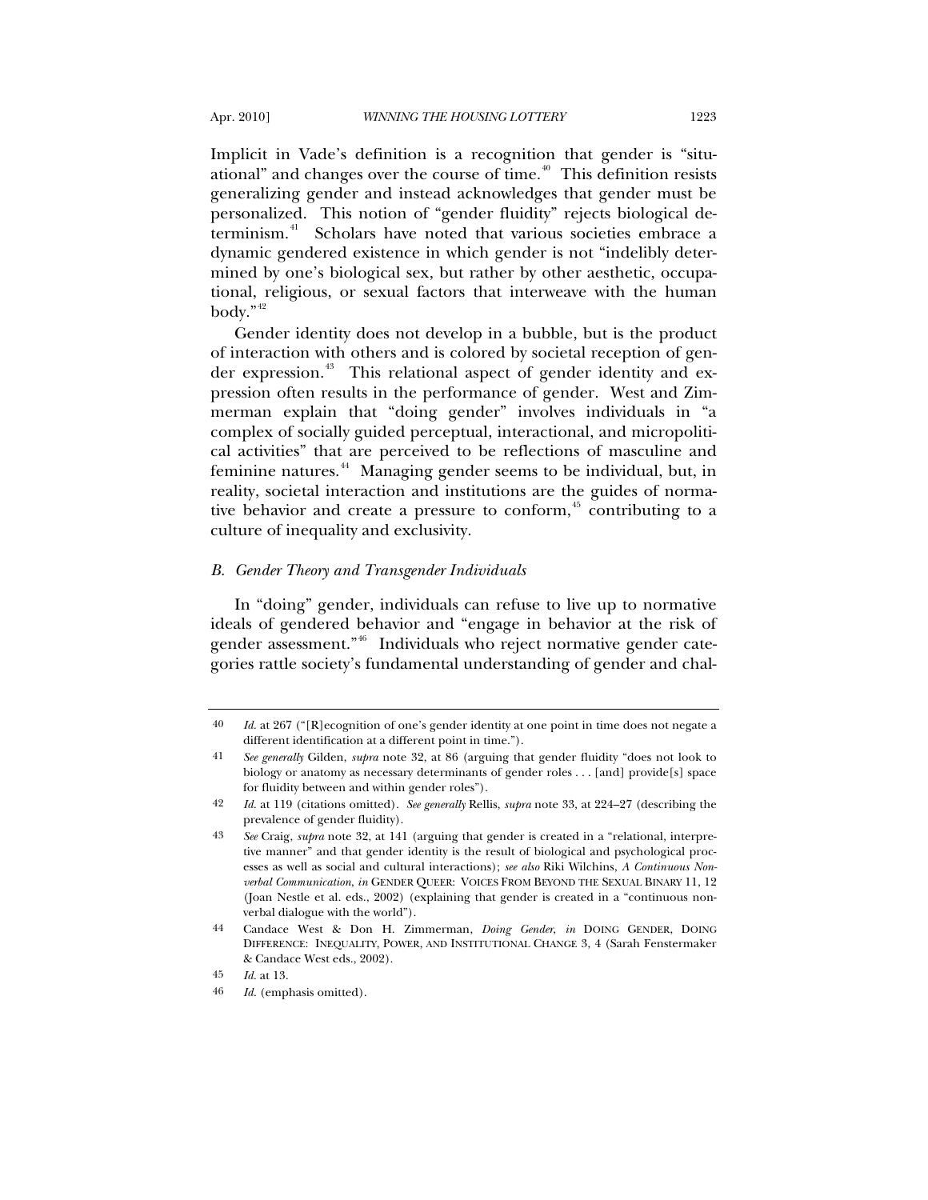Implicit in Vade's definition is a recognition that gender is "situational" and changes over the course of time.[40] This definition resists generalizing gender and instead acknowledges that gender must be personalized. This notion of "gender fluidity" rejects biological determinism.[41] Scholars have noted that various societies embrace a dynamic gendered existence in which gender is not "indelibly determined by one's biological sex, but rather by other aesthetic, occupational, religious, or sexual factors that interweave with the human body."[42]

Gender identity does not develop in a bubble, but is the product of interaction with others and is colored by societal reception of gender expression.[43] This relational aspect of gender identity and expression often results in the performance of gender. West and Zimmerman explain that "doing gender" involves individuals in "a complex of socially guided perceptual, interactional, and micropolitical activities" that are perceived to be reflections of masculine and feminine natures.[44] Managing gender seems to be individual, but, in reality, societal interaction and institutions are the guides of normative behavior and create a pressure to conform,[45] contributing to a culture of inequality and exclusivity.

### *B. Gender Theory and Transgender Individuals*

In "doing" gender, individuals can refuse to live up to normative ideals of gendered behavior and "engage in behavior at the risk of gender assessment."[46] Individuals who reject normative gender categories rattle society's fundamental understanding of gender and chal-

---

40 *Id.* at 267 ("[R]ecognition of one's gender identity at one point in time does not negate a different identification at a different point in time.").

41 *See generally* Gilden, *supra* note 32, at 86 (arguing that gender fluidity "does not look to biology or anatomy as necessary determinants of gender roles . . . [and] provide[s] space for fluidity between and within gender roles").

42 *Id.* at 119 (citations omitted). *See generally* Rellis, *supra* note 33, at 224–27 (describing the prevalence of gender fluidity).

43 *See* Craig, *supra* note 32, at 141 (arguing that gender is created in a "relational, interpretive manner" and that gender identity is the result of biological and psychological processes as well as social and cultural interactions); *see also* Riki Wilchins, *A Continuous Nonverbal Communication*, *in* GENDER QUEER: VOICES FROM BEYOND THE SEXUAL BINARY 11, 12 (Joan Nestle et al. eds., 2002) (explaining that gender is created in a "continuous nonverbal dialogue with the world").

44 Candace West & Don H. Zimmerman, *Doing Gender*, *in* DOING GENDER, DOING DIFFERENCE: INEQUALITY, POWER, AND INSTITUTIONAL CHANGE 3, 4 (Sarah Fenstermaker & Candace West eds., 2002).

45 *Id.* at 13.

46 *Id.* (emphasis omitted).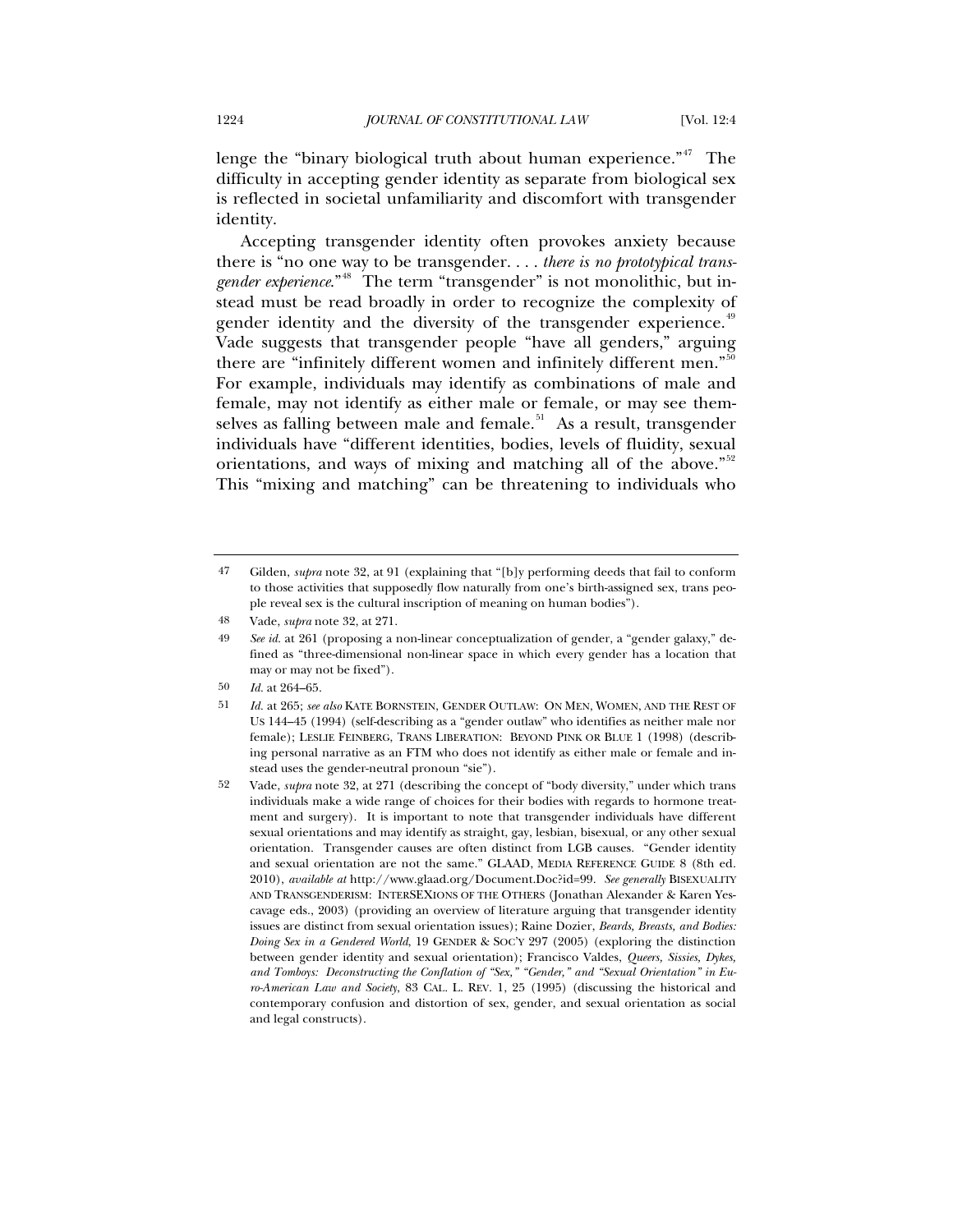lenge the "binary biological truth about human experience."[47] The difficulty in accepting gender identity as separate from biological sex is reflected in societal unfamiliarity and discomfort with transgender identity.

Accepting transgender identity often provokes anxiety because there is "no one way to be transgender. . . . *there is no prototypical transgender experience*."[48] The term "transgender" is not monolithic, but instead must be read broadly in order to recognize the complexity of gender identity and the diversity of the transgender experience.[49] Vade suggests that transgender people "have all genders," arguing there are "infinitely different women and infinitely different men."[50] For example, individuals may identify as combinations of male and female, may not identify as either male or female, or may see themselves as falling between male and female.[51] As a result, transgender individuals have "different identities, bodies, levels of fluidity, sexual orientations, and ways of mixing and matching all of the above."[52] This "mixing and matching" can be threatening to individuals who

---

47 Gilden, *supra* note 32, at 91 (explaining that "[b]y performing deeds that fail to conform to those activities that supposedly flow naturally from one's birth-assigned sex, trans people reveal sex is the cultural inscription of meaning on human bodies").

48 Vade, *supra* note 32, at 271.

49 *See id.* at 261 (proposing a non-linear conceptualization of gender, a "gender galaxy," defined as "three-dimensional non-linear space in which every gender has a location that may or may not be fixed").

50 *Id.* at 264–65.

51 *Id.* at 265; *see also* KATE BORNSTEIN, GENDER OUTLAW: ON MEN, WOMEN, AND THE REST OF US 144–45 (1994) (self-describing as a "gender outlaw" who identifies as neither male nor female); LESLIE FEINBERG, TRANS LIBERATION: BEYOND PINK OR BLUE 1 (1998) (describing personal narrative as an FTM who does not identify as either male or female and instead uses the gender-neutral pronoun "sie").

52 Vade, *supra* note 32, at 271 (describing the concept of "body diversity," under which trans individuals make a wide range of choices for their bodies with regards to hormone treatment and surgery). It is important to note that transgender individuals have different sexual orientations and may identify as straight, gay, lesbian, bisexual, or any other sexual orientation. Transgender causes are often distinct from LGB causes. "Gender identity and sexual orientation are not the same." GLAAD, MEDIA REFERENCE GUIDE 8 (8th ed. 2010), *available at* http://www.glaad.org/Document.Doc?id=99. *See generally* BISEXUALITY AND TRANSGENDERISM: INTERSEXIONS OF THE OTHERS (Jonathan Alexander & Karen Yescavage eds., 2003) (providing an overview of literature arguing that transgender identity issues are distinct from sexual orientation issues); Raine Dozier, *Beards, Breasts, and Bodies: Doing Sex in a Gendered World*, 19 GENDER & SOC'Y 297 (2005) (exploring the distinction between gender identity and sexual orientation); Francisco Valdes, *Queers, Sissies, Dykes, and Tomboys: Deconstructing the Conflation of "Sex," "Gender," and "Sexual Orientation" in Euro-American Law and Society*, 83 CAL. L. REV. 1, 25 (1995) (discussing the historical and contemporary confusion and distortion of sex, gender, and sexual orientation as social and legal constructs).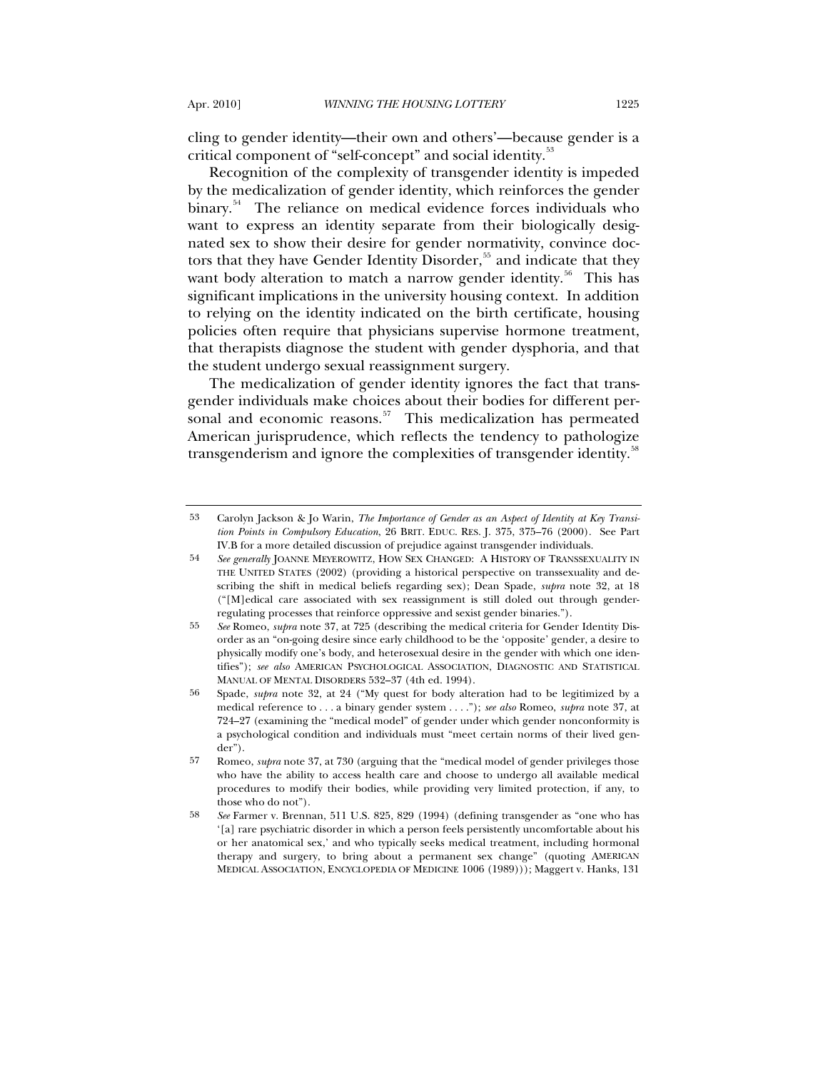cling to gender identity—their own and others'—because gender is a critical component of "self-concept" and social identity.[53]

Recognition of the complexity of transgender identity is impeded by the medicalization of gender identity, which reinforces the gender binary.[54] The reliance on medical evidence forces individuals who want to express an identity separate from their biologically designated sex to show their desire for gender normativity, convince doctors that they have Gender Identity Disorder,[55] and indicate that they want body alteration to match a narrow gender identity.[56] This has significant implications in the university housing context. In addition to relying on the identity indicated on the birth certificate, housing policies often require that physicians supervise hormone treatment, that therapists diagnose the student with gender dysphoria, and that the student undergo sexual reassignment surgery.

The medicalization of gender identity ignores the fact that transgender individuals make choices about their bodies for different personal and economic reasons.[57] This medicalization has permeated American jurisprudence, which reflects the tendency to pathologize transgenderism and ignore the complexities of transgender identity.[58]

---

53 Carolyn Jackson & Jo Warin, *The Importance of Gender as an Aspect of Identity at Key Transition Points in Compulsory Education*, 26 BRIT. EDUC. RES. J. 375, 375–76 (2000). See Part IV.B for a more detailed discussion of prejudice against transgender individuals.

54 *See generally* JOANNE MEYEROWITZ, HOW SEX CHANGED: A HISTORY OF TRANSSEXUALITY IN THE UNITED STATES (2002) (providing a historical perspective on transsexuality and describing the shift in medical beliefs regarding sex); Dean Spade, *supra* note 32, at 18 ("[M]edical care associated with sex reassignment is still doled out through gender-regulating processes that reinforce oppressive and sexist gender binaries.").

55 *See* Romeo, *supra* note 37, at 725 (describing the medical criteria for Gender Identity Disorder as an "on-going desire since early childhood to be the 'opposite' gender, a desire to physically modify one's body, and heterosexual desire in the gender with which one identifies"); *see also* AMERICAN PSYCHOLOGICAL ASSOCIATION, DIAGNOSTIC AND STATISTICAL MANUAL OF MENTAL DISORDERS 532–37 (4th ed. 1994).

56 Spade, *supra* note 32, at 24 ("My quest for body alteration had to be legitimized by a medical reference to . . . a binary gender system . . . ."); *see also* Romeo, *supra* note 37, at 724–27 (examining the "medical model" of gender under which gender nonconformity is a psychological condition and individuals must "meet certain norms of their lived gender").

57 Romeo, *supra* note 37, at 730 (arguing that the "medical model of gender privileges those who have the ability to access health care and choose to undergo all available medical procedures to modify their bodies, while providing very limited protection, if any, to those who do not").

58 *See* Farmer v. Brennan, 511 U.S. 825, 829 (1994) (defining transgender as "one who has '[a] rare psychiatric disorder in which a person feels persistently uncomfortable about his or her anatomical sex,' and who typically seeks medical treatment, including hormonal therapy and surgery, to bring about a permanent sex change" (quoting AMERICAN MEDICAL ASSOCIATION, ENCYCLOPEDIA OF MEDICINE 1006 (1989))); Maggert v. Hanks, 131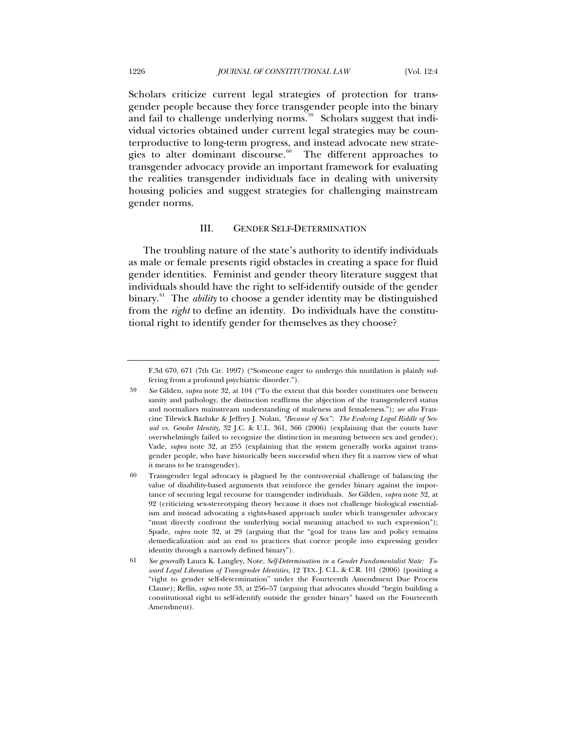Scholars criticize current legal strategies of protection for transgender people because they force transgender people into the binary and fail to challenge underlying norms.[59] Scholars suggest that individual victories obtained under current legal strategies may be counterproductive to long-term progress, and instead advocate new strategies to alter dominant discourse.[60] The different approaches to transgender advocacy provide an important framework for evaluating the realities transgender individuals face in dealing with university housing policies and suggest strategies for challenging mainstream gender norms.

## III. GENDER SELF-DETERMINATION

The troubling nature of the state's authority to identify individuals as male or female presents rigid obstacles in creating a space for fluid gender identities. Feminist and gender theory literature suggest that individuals should have the right to self-identify outside of the gender binary.[61] The *ability* to choose a gender identity may be distinguished from the *right* to define an identity. Do individuals have the constitutional right to identify gender for themselves as they choose?

---

F.3d 670, 671 (7th Cir. 1997) ("Someone eager to undergo this mutilation is plainly suffering from a profound psychiatric disorder.").

59 *See* Gilden, *supra* note 32, at 104 ("To the extent that this border constitutes one between sanity and pathology, the distinction reaffirms the abjection of the transgendered status and normalizes mainstream understanding of maleness and femaleness."); *see also* Francine Tilewick Bazluke & Jeffrey J. Nolan, *"Because of Sex": The Evolving Legal Riddle of Sexual vs. Gender Identity*, 32 J.C. & U.L. 361, 366 (2006) (explaining that the courts have overwhelmingly failed to recognize the distinction in meaning between sex and gender); Vade, *supra* note 32, at 255 (explaining that the system generally works against transgender people, who have historically been successful when they fit a narrow view of what it means to be transgender).

60 Transgender legal advocacy is plagued by the controversial challenge of balancing the value of disability-based arguments that reinforce the gender binary against the importance of securing legal recourse for transgender individuals. *See* Gilden, *supra* note 32, at 92 (criticizing sex-stereotyping theory because it does not challenge biological essentialism and instead advocating a rights-based approach under which transgender advocacy "must directly confront the underlying social meaning attached to such expression"); Spade, *supra* note 32, at 29 (arguing that the "goal for trans law and policy remains demedicalization and an end to practices that coerce people into expressing gender identity through a narrowly defined binary").

61 *See generally* Laura K. Langley, Note, *Self-Determination in a Gender Fundamentalist State: Toward Legal Liberation of Transgender Identities*, 12 TEX. J. C.L. & C.R. 101 (2006) (positing a "right to gender self-determination" under the Fourteenth Amendment Due Process Clause); Rellis, *supra* note 33, at 256–57 (arguing that advocates should "begin building a constitutional right to self-identify outside the gender binary" based on the Fourteenth Amendment).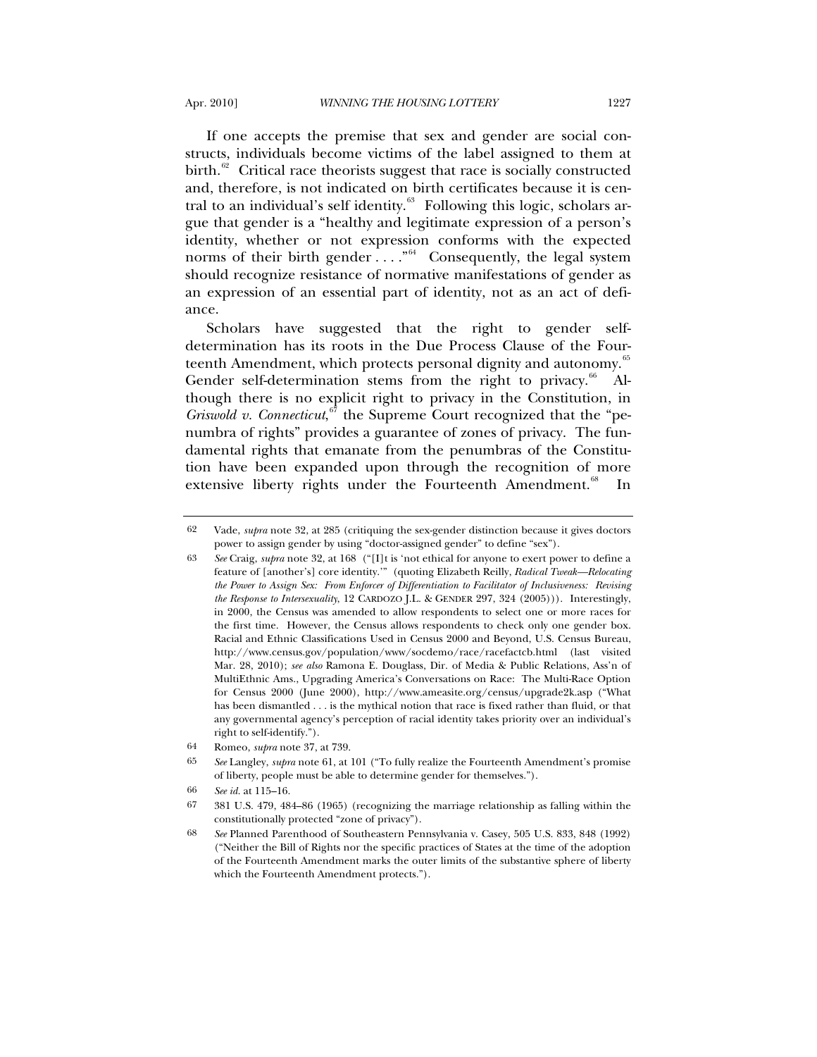If one accepts the premise that sex and gender are social constructs, individuals become victims of the label assigned to them at birth.[62] Critical race theorists suggest that race is socially constructed and, therefore, is not indicated on birth certificates because it is central to an individual's self identity.[63] Following this logic, scholars argue that gender is a "healthy and legitimate expression of a person's identity, whether or not expression conforms with the expected norms of their birth gender . . . ."[64] Consequently, the legal system should recognize resistance of normative manifestations of gender as an expression of an essential part of identity, not as an act of defiance.

Scholars have suggested that the right to gender self-determination has its roots in the Due Process Clause of the Fourteenth Amendment, which protects personal dignity and autonomy.[65] Gender self-determination stems from the right to privacy.[66] Although there is no explicit right to privacy in the Constitution, in *Griswold v. Connecticut*,[67] the Supreme Court recognized that the "penumbra of rights" provides a guarantee of zones of privacy. The fundamental rights that emanate from the penumbras of the Constitution have been expanded upon through the recognition of more extensive liberty rights under the Fourteenth Amendment.[68] In

---

62 Vade, *supra* note 32, at 285 (critiquing the sex-gender distinction because it gives doctors power to assign gender by using "doctor-assigned gender" to define "sex").

63 *See* Craig, *supra* note 32, at 168 ("[I]t is 'not ethical for anyone to exert power to define a feature of [another's] core identity.'" (quoting Elizabeth Reilly, *Radical Tweak—Relocating the Power to Assign Sex: From Enforcer of Differentiation to Facilitator of Inclusiveness: Revising the Response to Intersexuality*, 12 CARDOZO J.L. & GENDER 297, 324 (2005))). Interestingly, in 2000, the Census was amended to allow respondents to select one or more races for the first time. However, the Census allows respondents to check only one gender box. Racial and Ethnic Classifications Used in Census 2000 and Beyond, U.S. Census Bureau, http://www.census.gov/population/www/socdemo/race/racefactcb.html (last visited Mar. 28, 2010); *see also* Ramona E. Douglass, Dir. of Media & Public Relations, Ass'n of MultiEthnic Ams., Upgrading America's Conversations on Race: The Multi-Race Option for Census 2000 (June 2000), http://www.ameasite.org/census/upgrade2k.asp ("What has been dismantled . . . is the mythical notion that race is fixed rather than fluid, or that any governmental agency's perception of racial identity takes priority over an individual's right to self-identify.").

64 Romeo, *supra* note 37, at 739.

65 *See* Langley, *supra* note 61, at 101 ("To fully realize the Fourteenth Amendment's promise of liberty, people must be able to determine gender for themselves.").

66 *See id.* at 115–16.

67 381 U.S. 479, 484–86 (1965) (recognizing the marriage relationship as falling within the constitutionally protected "zone of privacy").

68 *See* Planned Parenthood of Southeastern Pennsylvania v. Casey, 505 U.S. 833, 848 (1992) ("Neither the Bill of Rights nor the specific practices of States at the time of the adoption of the Fourteenth Amendment marks the outer limits of the substantive sphere of liberty which the Fourteenth Amendment protects.").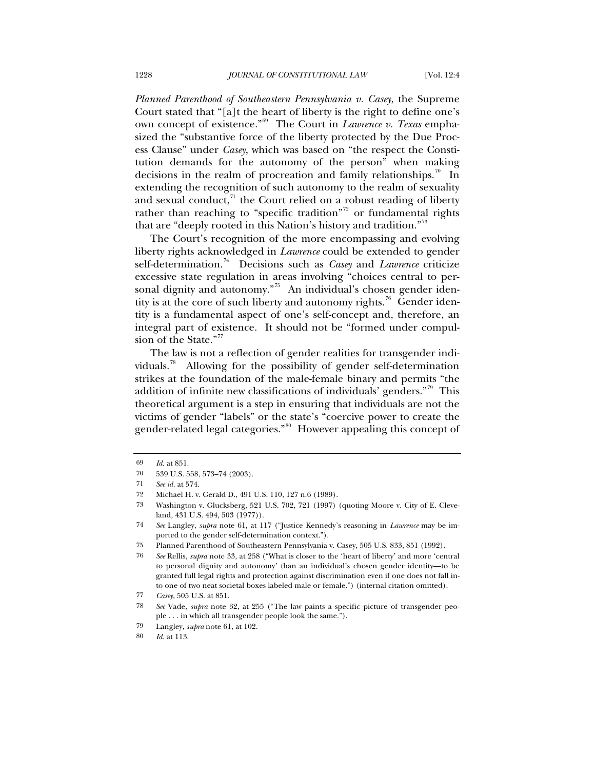*Planned Parenthood of Southeastern Pennsylvania v. Casey*, the Supreme Court stated that "[a]t the heart of liberty is the right to define one's own concept of existence."[69] The Court in *Lawrence v. Texas* emphasized the "substantive force of the liberty protected by the Due Process Clause" under *Casey*, which was based on "the respect the Constitution demands for the autonomy of the person" when making decisions in the realm of procreation and family relationships.[70] In extending the recognition of such autonomy to the realm of sexuality and sexual conduct,[71] the Court relied on a robust reading of liberty rather than reaching to "specific tradition"[72] or fundamental rights that are "deeply rooted in this Nation's history and tradition."[73]

The Court's recognition of the more encompassing and evolving liberty rights acknowledged in *Lawrence* could be extended to gender self-determination.[74] Decisions such as *Casey* and *Lawrence* criticize excessive state regulation in areas involving "choices central to personal dignity and autonomy."[75] An individual's chosen gender identity is at the core of such liberty and autonomy rights.[76] Gender identity is a fundamental aspect of one's self-concept and, therefore, an integral part of existence. It should not be "formed under compulsion of the State."[77]

The law is not a reflection of gender realities for transgender individuals.[78] Allowing for the possibility of gender self-determination strikes at the foundation of the male-female binary and permits "the addition of infinite new classifications of individuals' genders."[79] This theoretical argument is a step in ensuring that individuals are not the victims of gender "labels" or the state's "coercive power to create the gender-related legal categories."[80] However appealing this concept of

---

69 *Id.* at 851.

70 539 U.S. 558, 573–74 (2003).

71 *See id.* at 574.

72 Michael H. v. Gerald D., 491 U.S. 110, 127 n.6 (1989).

73 Washington v. Glucksberg, 521 U.S. 702, 721 (1997) (quoting Moore v. City of E. Cleveland, 431 U.S. 494, 503 (1977)).

74 *See* Langley, *supra* note 61, at 117 ("Justice Kennedy's reasoning in *Lawrence* may be imported to the gender self-determination context.").

75 Planned Parenthood of Southeastern Pennsylvania v. Casey, 505 U.S. 833, 851 (1992).

76 *See* Rellis, *supra* note 33, at 258 ("What is closer to the 'heart of liberty' and more 'central to personal dignity and autonomy' than an individual's chosen gender identity—to be granted full legal rights and protection against discrimination even if one does not fall into one of two neat societal boxes labeled male or female.") (internal citation omitted).

77 *Casey*, 505 U.S. at 851.

78 *See* Vade, *supra* note 32, at 255 ("The law paints a specific picture of transgender people . . . in which all transgender people look the same.").

79 Langley, *supra* note 61, at 102.

80 *Id.* at 113.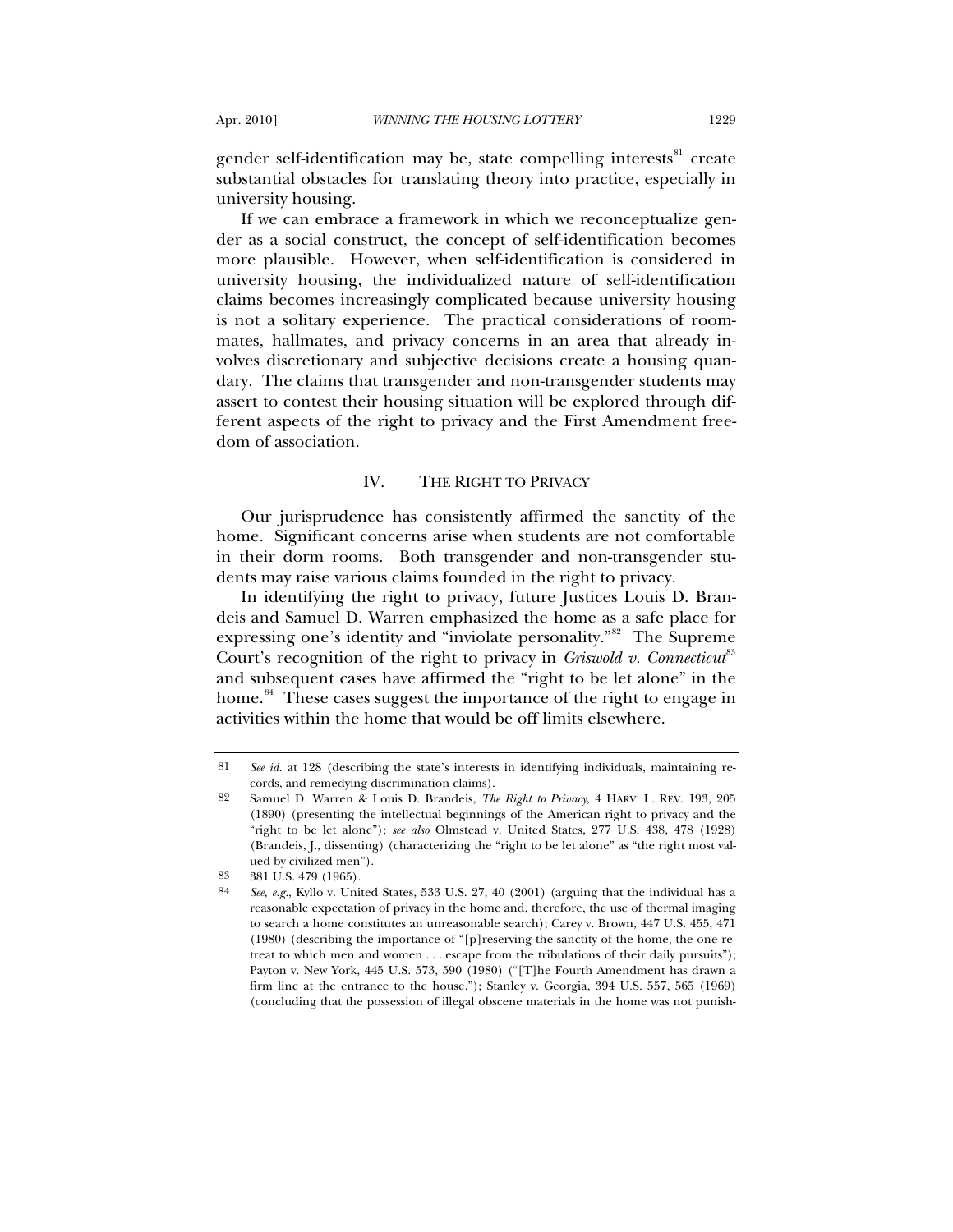gender self-identification may be, state compelling interests[81] create substantial obstacles for translating theory into practice, especially in university housing.

If we can embrace a framework in which we reconceptualize gender as a social construct, the concept of self-identification becomes more plausible. However, when self-identification is considered in university housing, the individualized nature of self-identification claims becomes increasingly complicated because university housing is not a solitary experience. The practical considerations of roommates, hallmates, and privacy concerns in an area that already involves discretionary and subjective decisions create a housing quandary. The claims that transgender and non-transgender students may assert to contest their housing situation will be explored through different aspects of the right to privacy and the First Amendment freedom of association.

## IV. THE RIGHT TO PRIVACY

Our jurisprudence has consistently affirmed the sanctity of the home. Significant concerns arise when students are not comfortable in their dorm rooms. Both transgender and non-transgender students may raise various claims founded in the right to privacy.

In identifying the right to privacy, future Justices Louis D. Brandeis and Samuel D. Warren emphasized the home as a safe place for expressing one's identity and "inviolate personality."[82] The Supreme Court's recognition of the right to privacy in *Griswold v. Connecticut*[83] and subsequent cases have affirmed the "right to be let alone" in the home.[84] These cases suggest the importance of the right to engage in activities within the home that would be off limits elsewhere.

---

81 *See id.* at 128 (describing the state's interests in identifying individuals, maintaining records, and remedying discrimination claims).

82 Samuel D. Warren & Louis D. Brandeis, *The Right to Privacy*, 4 HARV. L. REV. 193, 205 (1890) (presenting the intellectual beginnings of the American right to privacy and the "right to be let alone"); *see also* Olmstead v. United States, 277 U.S. 438, 478 (1928) (Brandeis, J., dissenting) (characterizing the "right to be let alone" as "the right most valued by civilized men").

83 381 U.S. 479 (1965).

84 *See, e.g.*, Kyllo v. United States, 533 U.S. 27, 40 (2001) (arguing that the individual has a reasonable expectation of privacy in the home and, therefore, the use of thermal imaging to search a home constitutes an unreasonable search); Carey v. Brown, 447 U.S. 455, 471 (1980) (describing the importance of "[p]reserving the sanctity of the home, the one retreat to which men and women . . . escape from the tribulations of their daily pursuits"); Payton v. New York, 445 U.S. 573, 590 (1980) ("[T]he Fourth Amendment has drawn a firm line at the entrance to the house."); Stanley v. Georgia, 394 U.S. 557, 565 (1969) (concluding that the possession of illegal obscene materials in the home was not punish-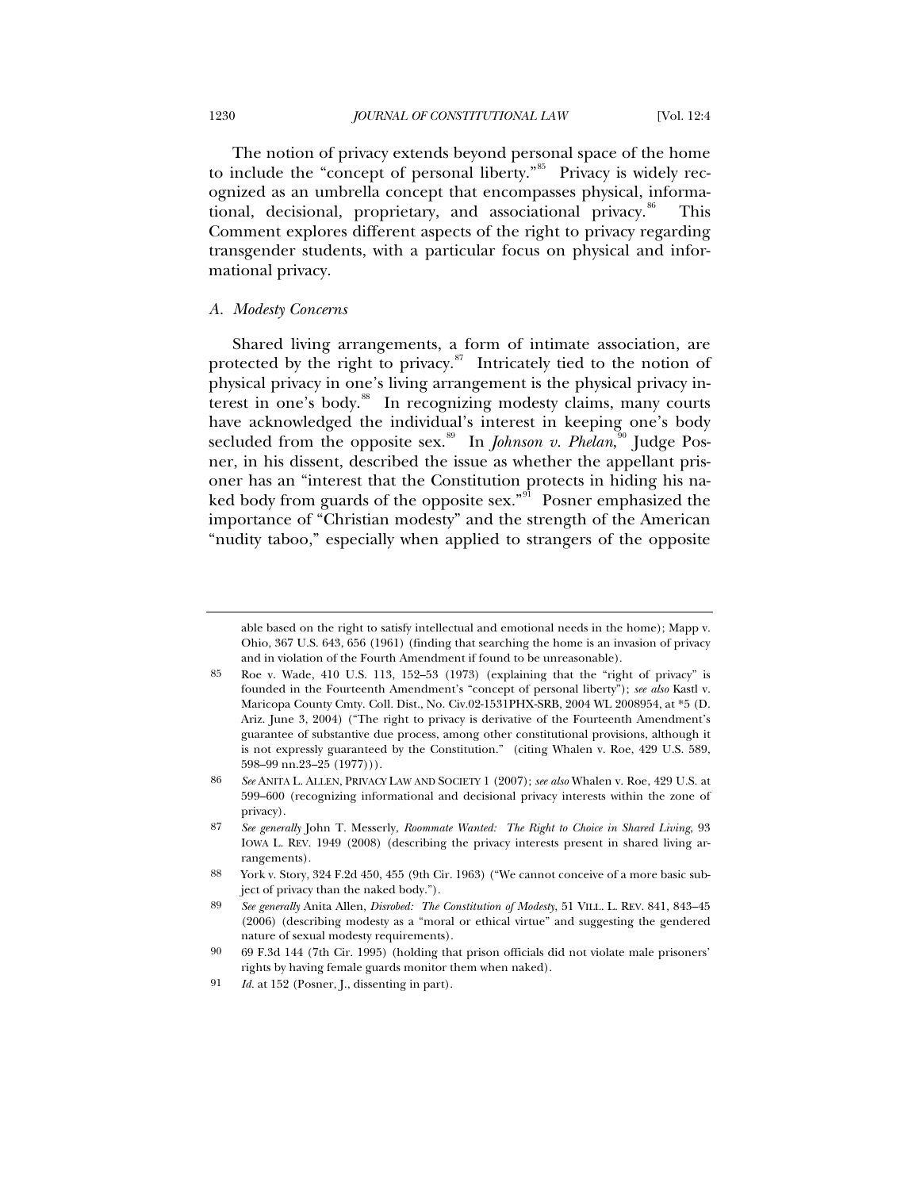The notion of privacy extends beyond personal space of the home to include the "concept of personal liberty."[85] Privacy is widely recognized as an umbrella concept that encompasses physical, informational, decisional, proprietary, and associational privacy.[86] This Comment explores different aspects of the right to privacy regarding transgender students, with a particular focus on physical and informational privacy.

### *A. Modesty Concerns*

Shared living arrangements, a form of intimate association, are protected by the right to privacy.[87] Intricately tied to the notion of physical privacy in one's living arrangement is the physical privacy interest in one's body.[88] In recognizing modesty claims, many courts have acknowledged the individual's interest in keeping one's body secluded from the opposite sex.[89] In *Johnson v. Phelan*,[90] Judge Posner, in his dissent, described the issue as whether the appellant prisoner has an "interest that the Constitution protects in hiding his naked body from guards of the opposite sex."[91] Posner emphasized the importance of "Christian modesty" and the strength of the American "nudity taboo," especially when applied to strangers of the opposite

---

able based on the right to satisfy intellectual and emotional needs in the home); Mapp v. Ohio, 367 U.S. 643, 656 (1961) (finding that searching the home is an invasion of privacy and in violation of the Fourth Amendment if found to be unreasonable).

85 Roe v. Wade, 410 U.S. 113, 152–53 (1973) (explaining that the "right of privacy" is founded in the Fourteenth Amendment's "concept of personal liberty"); *see also* Kastl v. Maricopa County Cmty. Coll. Dist., No. Civ.02-1531PHX-SRB, 2004 WL 2008954, at *5 (D. Ariz. June 3, 2004) ("The right to privacy is derivative of the Fourteenth Amendment's guarantee of substantive due process, among other constitutional provisions, although it is not expressly guaranteed by the Constitution." (citing Whalen v. Roe, 429 U.S. 589, 598–99 nn.23–25 (1977))).

86 *See* ANITA L. ALLEN, PRIVACY LAW AND SOCIETY 1 (2007); *see also* Whalen v. Roe, 429 U.S. at 599–600 (recognizing informational and decisional privacy interests within the zone of privacy).

87 *See generally* John T. Messerly, *Roommate Wanted: The Right to Choice in Shared Living*, 93 IOWA L. REV. 1949 (2008) (describing the privacy interests present in shared living arrangements).

88 York v. Story, 324 F.2d 450, 455 (9th Cir. 1963) ("We cannot conceive of a more basic subject of privacy than the naked body.").

89 *See generally* Anita Allen, *Disrobed: The Constitution of Modesty*, 51 VILL. L. REV. 841, 843–45 (2006) (describing modesty as a "moral or ethical virtue" and suggesting the gendered nature of sexual modesty requirements).

90 69 F.3d 144 (7th Cir. 1995) (holding that prison officials did not violate male prisoners' rights by having female guards monitor them when naked).

91 *Id.* at 152 (Posner, J., dissenting in part).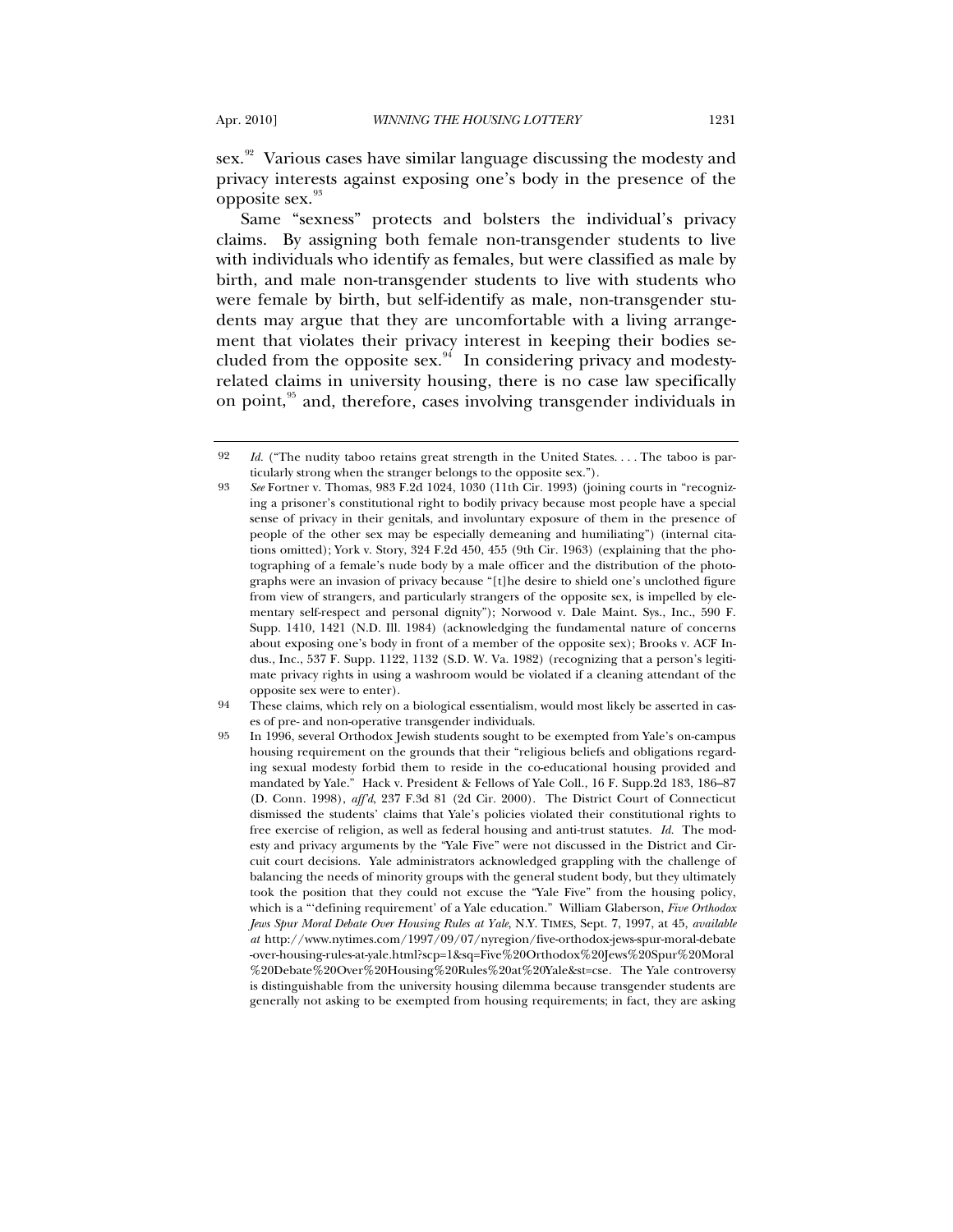sex.[92] Various cases have similar language discussing the modesty and privacy interests against exposing one's body in the presence of the opposite sex.[93]

Same "sexness" protects and bolsters the individual's privacy claims. By assigning both female non-transgender students to live with individuals who identify as females, but were classified as male by birth, and male non-transgender students to live with students who were female by birth, but self-identify as male, non-transgender students may argue that they are uncomfortable with a living arrangement that violates their privacy interest in keeping their bodies secluded from the opposite sex.[94] In considering privacy and modesty-related claims in university housing, there is no case law specifically on point,[95] and, therefore, cases involving transgender individuals in

---

92 *Id.* ("The nudity taboo retains great strength in the United States. . . . The taboo is particularly strong when the stranger belongs to the opposite sex.").

93 *See* Fortner v. Thomas, 983 F.2d 1024, 1030 (11th Cir. 1993) (joining courts in "recognizing a prisoner's constitutional right to bodily privacy because most people have a special sense of privacy in their genitals, and involuntary exposure of them in the presence of people of the other sex may be especially demeaning and humiliating") (internal citations omitted); York v. Story, 324 F.2d 450, 455 (9th Cir. 1963) (explaining that the photographing of a female's nude body by a male officer and the distribution of the photographs were an invasion of privacy because "[t]he desire to shield one's unclothed figure from view of strangers, and particularly strangers of the opposite sex, is impelled by elementary self-respect and personal dignity"); Norwood v. Dale Maint. Sys., Inc., 590 F. Supp. 1410, 1421 (N.D. Ill. 1984) (acknowledging the fundamental nature of concerns about exposing one's body in front of a member of the opposite sex); Brooks v. ACF Indus., Inc., 537 F. Supp. 1122, 1132 (S.D. W. Va. 1982) (recognizing that a person's legitimate privacy rights in using a washroom would be violated if a cleaning attendant of the opposite sex were to enter).

94 These claims, which rely on a biological essentialism, would most likely be asserted in cases of pre- and non-operative transgender individuals.

95 In 1996, several Orthodox Jewish students sought to be exempted from Yale's on-campus housing requirement on the grounds that their "religious beliefs and obligations regarding sexual modesty forbid them to reside in the co-educational housing provided and mandated by Yale." Hack v. President & Fellows of Yale Coll., 16 F. Supp.2d 183, 186–87 (D. Conn. 1998), *aff'd*, 237 F.3d 81 (2d Cir. 2000). The District Court of Connecticut dismissed the students' claims that Yale's policies violated their constitutional rights to free exercise of religion, as well as federal housing and anti-trust statutes. *Id.* The modesty and privacy arguments by the "Yale Five" were not discussed in the District and Circuit court decisions. Yale administrators acknowledged grappling with the challenge of balancing the needs of minority groups with the general student body, but they ultimately took the position that they could not excuse the "Yale Five" from the housing policy, which is a "'defining requirement' of a Yale education." William Glaberson, *Five Orthodox Jews Spur Moral Debate Over Housing Rules at Yale*, N.Y. TIMES, Sept. 7, 1997, at 45, *available at* http://www.nytimes.com/1997/09/07/nyregion/five-orthodox-jews-spur-moral-debate-over-housing-rules-at-yale.html?scp=1&sq=Five%20Orthodox%20Jews%20Spur%20Moral%20Debate%20Over%20Housing%20Rules%20at%20Yale&st=cse. The Yale controversy is distinguishable from the university housing dilemma because transgender students are generally not asking to be exempted from housing requirements; in fact, they are asking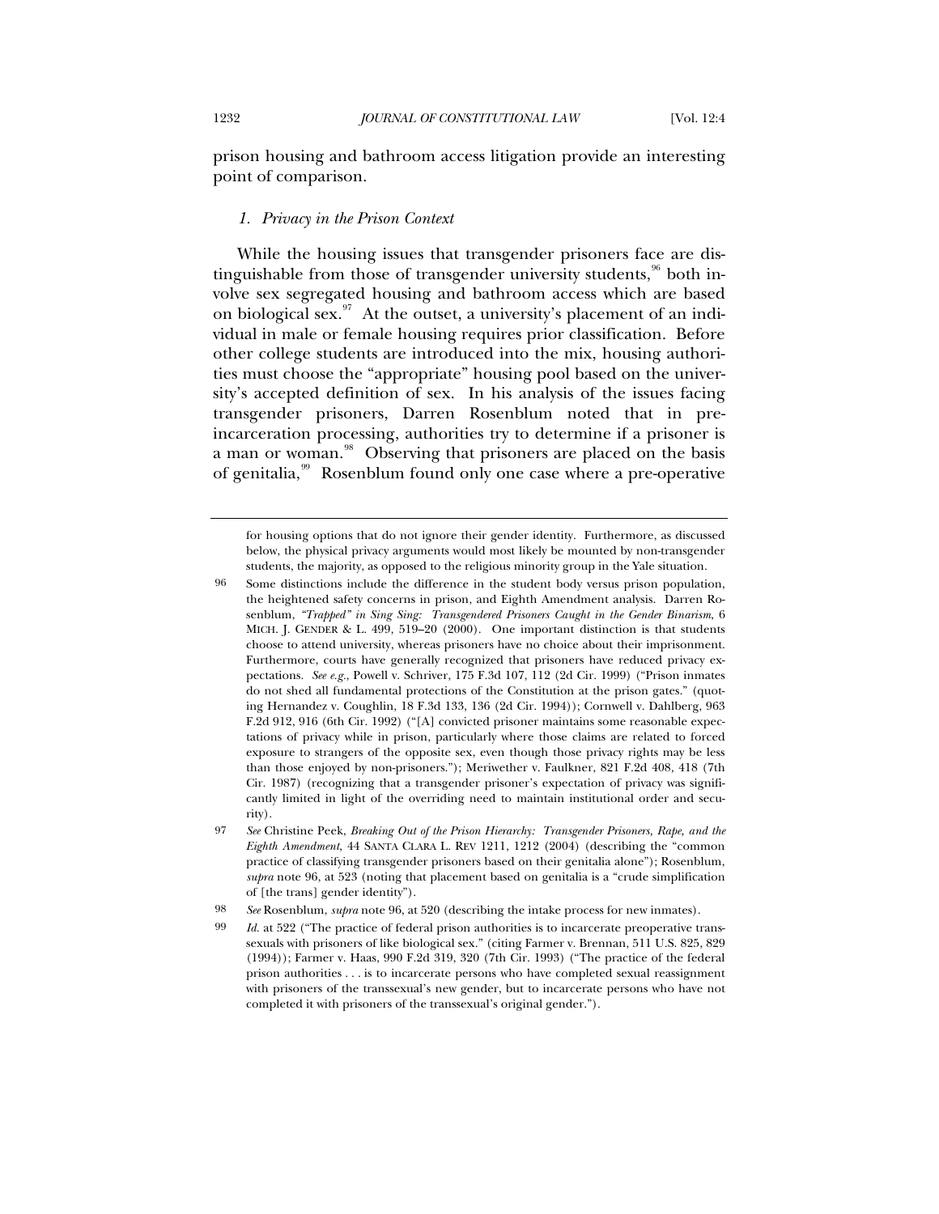prison housing and bathroom access litigation provide an interesting point of comparison.

### *1. Privacy in the Prison Context*

While the housing issues that transgender prisoners face are distinguishable from those of transgender university students,[96] both involve sex segregated housing and bathroom access which are based on biological sex.[97] At the outset, a university's placement of an individual in male or female housing requires prior classification. Before other college students are introduced into the mix, housing authorities must choose the "appropriate" housing pool based on the university's accepted definition of sex. In his analysis of the issues facing transgender prisoners, Darren Rosenblum noted that in pre-incarceration processing, authorities try to determine if a prisoner is a man or woman.[98] Observing that prisoners are placed on the basis of genitalia,[99] Rosenblum found only one case where a pre-operative

---

for housing options that do not ignore their gender identity. Furthermore, as discussed below, the physical privacy arguments would most likely be mounted by non-transgender students, the majority, as opposed to the religious minority group in the Yale situation.

96 Some distinctions include the difference in the student body versus prison population, the heightened safety concerns in prison, and Eighth Amendment analysis. Darren Rosenblum, *"Trapped" in Sing Sing: Transgendered Prisoners Caught in the Gender Binarism*, 6 MICH. J. GENDER & L. 499, 519–20 (2000). One important distinction is that students choose to attend university, whereas prisoners have no choice about their imprisonment. Furthermore, courts have generally recognized that prisoners have reduced privacy expectations. *See e.g.*, Powell v. Schriver, 175 F.3d 107, 112 (2d Cir. 1999) ("Prison inmates do not shed all fundamental protections of the Constitution at the prison gates." (quoting Hernandez v. Coughlin, 18 F.3d 133, 136 (2d Cir. 1994)); Cornwell v. Dahlberg, 963 F.2d 912, 916 (6th Cir. 1992) ("[A] convicted prisoner maintains some reasonable expectations of privacy while in prison, particularly where those claims are related to forced exposure to strangers of the opposite sex, even though those privacy rights may be less than those enjoyed by non-prisoners."); Meriwether v. Faulkner, 821 F.2d 408, 418 (7th Cir. 1987) (recognizing that a transgender prisoner's expectation of privacy was significantly limited in light of the overriding need to maintain institutional order and security).

97 *See* Christine Peek, *Breaking Out of the Prison Hierarchy: Transgender Prisoners, Rape, and the Eighth Amendment*, 44 SANTA CLARA L. REV 1211, 1212 (2004) (describing the "common practice of classifying transgender prisoners based on their genitalia alone"); Rosenblum, *supra* note 96, at 523 (noting that placement based on genitalia is a "crude simplification of [the trans] gender identity").

98 *See* Rosenblum, *supra* note 96, at 520 (describing the intake process for new inmates).

99 *Id.* at 522 ("The practice of federal prison authorities is to incarcerate preoperative transsexuals with prisoners of like biological sex." (citing Farmer v. Brennan, 511 U.S. 825, 829 (1994)); Farmer v. Haas, 990 F.2d 319, 320 (7th Cir. 1993) ("The practice of the federal prison authorities . . . is to incarcerate persons who have completed sexual reassignment with prisoners of the transsexual's new gender, but to incarcerate persons who have not completed it with prisoners of the transsexual's original gender.").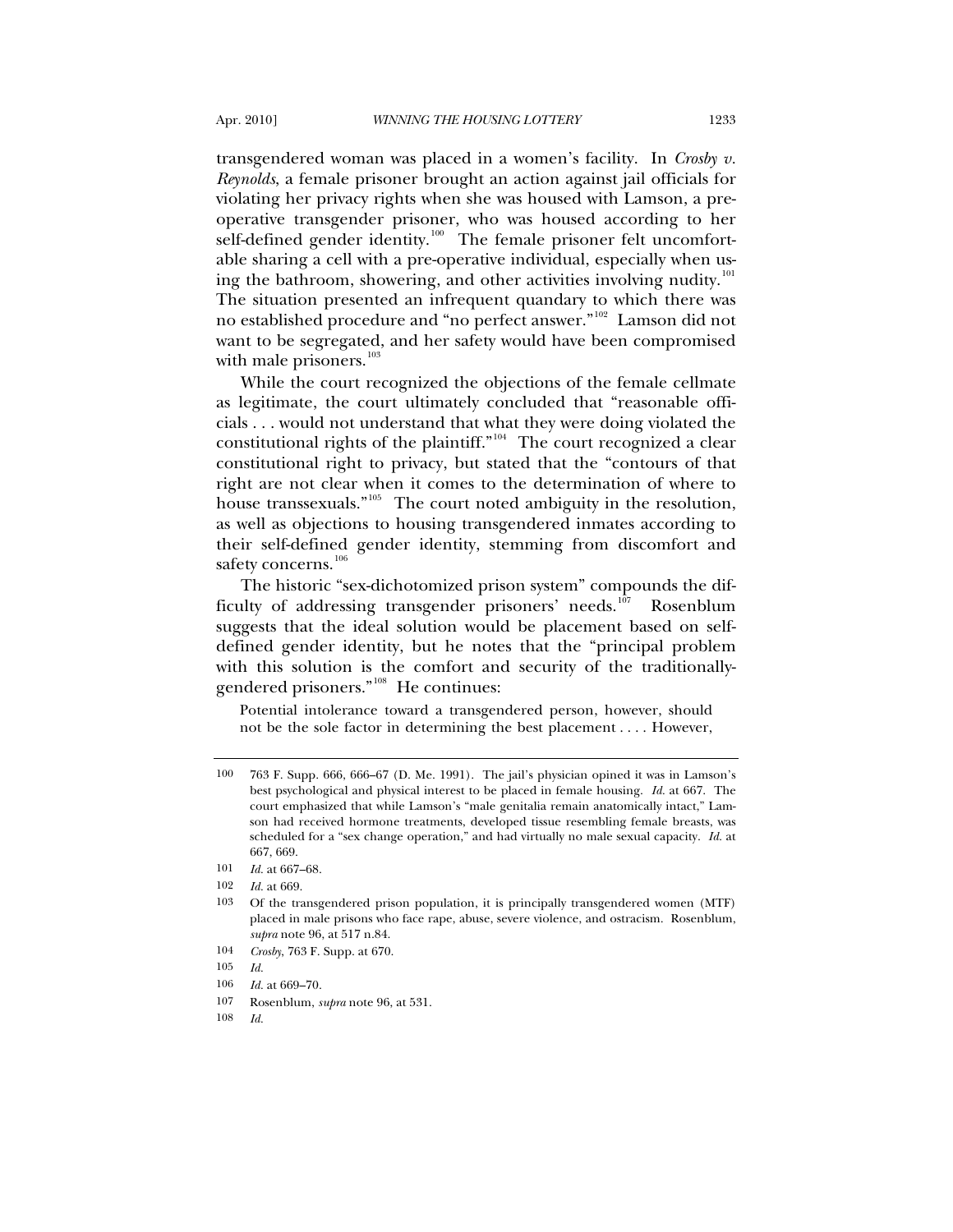transgendered woman was placed in a women's facility. In *Crosby v. Reynolds*, a female prisoner brought an action against jail officials for violating her privacy rights when she was housed with Lamson, a pre-operative transgender prisoner, who was housed according to her self-defined gender identity.[100] The female prisoner felt uncomfortable sharing a cell with a pre-operative individual, especially when using the bathroom, showering, and other activities involving nudity.[101] The situation presented an infrequent quandary to which there was no established procedure and "no perfect answer."[102] Lamson did not want to be segregated, and her safety would have been compromised with male prisoners.[103]

While the court recognized the objections of the female cellmate as legitimate, the court ultimately concluded that "reasonable officials . . . would not understand that what they were doing violated the constitutional rights of the plaintiff."[104] The court recognized a clear constitutional right to privacy, but stated that the "contours of that right are not clear when it comes to the determination of where to house transsexuals."[105] The court noted ambiguity in the resolution, as well as objections to housing transgendered inmates according to their self-defined gender identity, stemming from discomfort and safety concerns.[106]

The historic "sex-dichotomized prison system" compounds the difficulty of addressing transgender prisoners' needs.[107] Rosenblum suggests that the ideal solution would be placement based on self-defined gender identity, but he notes that the "principal problem with this solution is the comfort and security of the traditionally-gendered prisoners."[108] He continues:

> Potential intolerance toward a transgendered person, however, should not be the sole factor in determining the best placement . . . . However,

---

100 763 F. Supp. 666, 666–67 (D. Me. 1991). The jail's physician opined it was in Lamson's best psychological and physical interest to be placed in female housing. *Id.* at 667. The court emphasized that while Lamson's "male genitalia remain anatomically intact," Lamson had received hormone treatments, developed tissue resembling female breasts, was scheduled for a "sex change operation," and had virtually no male sexual capacity. *Id.* at 667, 669.

101 *Id.* at 667–68.

102 *Id.* at 669.

103 Of the transgendered prison population, it is principally transgendered women (MTF) placed in male prisons who face rape, abuse, severe violence, and ostracism. Rosenblum, *supra* note 96, at 517 n.84.

104 *Crosby*, 763 F. Supp. at 670.

105 *Id.*

106 *Id.* at 669–70.

107 Rosenblum, *supra* note 96, at 531.

108 *Id.*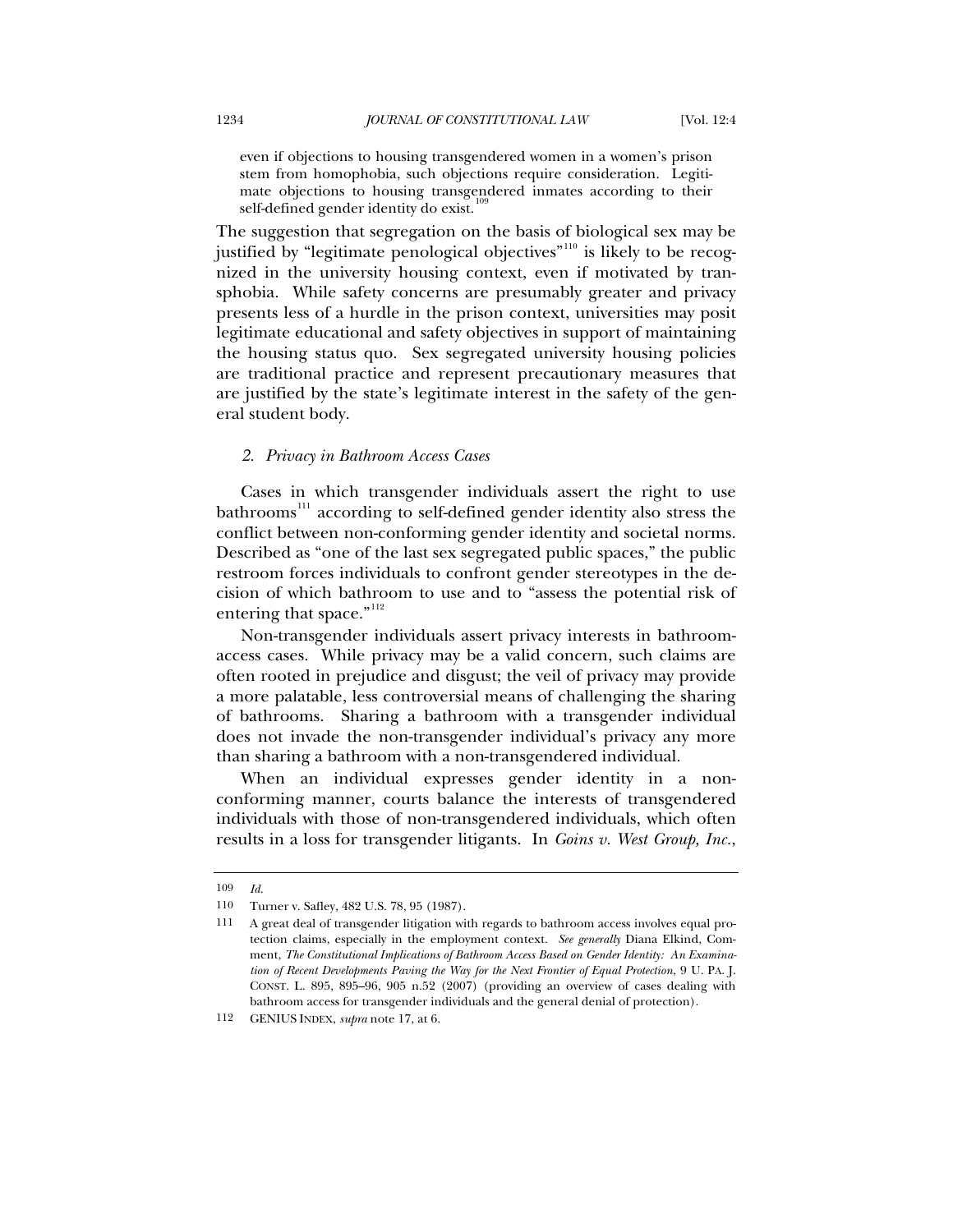> even if objections to housing transgendered women in a women's prison stem from homophobia, such objections require consideration. Legitimate objections to housing transgendered inmates according to their self-defined gender identity do exist.[109]

The suggestion that segregation on the basis of biological sex may be justified by "legitimate penological objectives"[110] is likely to be recognized in the university housing context, even if motivated by transphobia. While safety concerns are presumably greater and privacy presents less of a hurdle in the prison context, universities may posit legitimate educational and safety objectives in support of maintaining the housing status quo. Sex segregated university housing policies are traditional practice and represent precautionary measures that are justified by the state's legitimate interest in the safety of the general student body.

### *2. Privacy in Bathroom Access Cases*

Cases in which transgender individuals assert the right to use bathrooms[111] according to self-defined gender identity also stress the conflict between non-conforming gender identity and societal norms. Described as "one of the last sex segregated public spaces," the public restroom forces individuals to confront gender stereotypes in the decision of which bathroom to use and to "assess the potential risk of entering that space."[112]

Non-transgender individuals assert privacy interests in bathroom-access cases. While privacy may be a valid concern, such claims are often rooted in prejudice and disgust; the veil of privacy may provide a more palatable, less controversial means of challenging the sharing of bathrooms. Sharing a bathroom with a transgender individual does not invade the non-transgender individual's privacy any more than sharing a bathroom with a non-transgendered individual.

When an individual expresses gender identity in a non-conforming manner, courts balance the interests of transgendered individuals with those of non-transgendered individuals, which often results in a loss for transgender litigants. In *Goins v. West Group, Inc.*,

---

109 *Id.*

110 Turner v. Safley, 482 U.S. 78, 95 (1987).

111 A great deal of transgender litigation with regards to bathroom access involves equal protection claims, especially in the employment context. *See generally* Diana Elkind, Comment, *The Constitutional Implications of Bathroom Access Based on Gender Identity: An Examination of Recent Developments Paving the Way for the Next Frontier of Equal Protection*, 9 U. PA. J. CONST. L. 895, 895–96, 905 n.52 (2007) (providing an overview of cases dealing with bathroom access for transgender individuals and the general denial of protection).

112 GENIUS INDEX, *supra* note 17, at 6.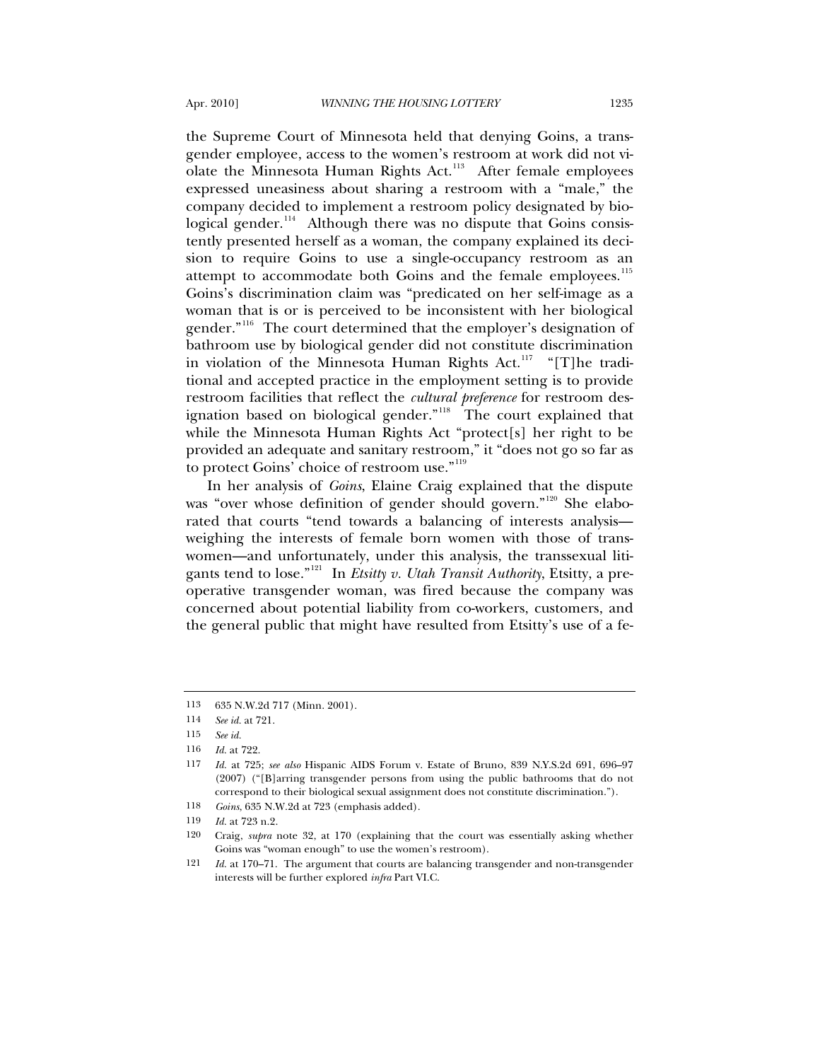the Supreme Court of Minnesota held that denying Goins, a transgender employee, access to the women's restroom at work did not violate the Minnesota Human Rights Act.[113] After female employees expressed uneasiness about sharing a restroom with a "male," the company decided to implement a restroom policy designated by biological gender.[114] Although there was no dispute that Goins consistently presented herself as a woman, the company explained its decision to require Goins to use a single-occupancy restroom as an attempt to accommodate both Goins and the female employees.[115] Goins's discrimination claim was "predicated on her self-image as a woman that is or is perceived to be inconsistent with her biological gender."[116] The court determined that the employer's designation of bathroom use by biological gender did not constitute discrimination in violation of the Minnesota Human Rights Act.[117] "[T]he traditional and accepted practice in the employment setting is to provide restroom facilities that reflect the *cultural preference* for restroom designation based on biological gender."[118] The court explained that while the Minnesota Human Rights Act "protect[s] her right to be provided an adequate and sanitary restroom," it "does not go so far as to protect Goins' choice of restroom use."[119]

In her analysis of *Goins*, Elaine Craig explained that the dispute was "over whose definition of gender should govern."[120] She elaborated that courts "tend towards a balancing of interests analysis—weighing the interests of female born women with those of transwomen—and unfortunately, under this analysis, the transsexual litigants tend to lose."[121] In *Etsitty v. Utah Transit Authority*, Etsitty, a preoperative transgender woman, was fired because the company was concerned about potential liability from co-workers, customers, and the general public that might have resulted from Etsitty's use of a fe-

---

113 635 N.W.2d 717 (Minn. 2001).

114 *See id.* at 721.

115 *See id.*

116 *Id.* at 722.

117 *Id.* at 725; *see also* Hispanic AIDS Forum v. Estate of Bruno, 839 N.Y.S.2d 691, 696–97 (2007) ("[B]arring transgender persons from using the public bathrooms that do not correspond to their biological sexual assignment does not constitute discrimination.").

118 *Goins*, 635 N.W.2d at 723 (emphasis added).

119 *Id.* at 723 n.2.

120 Craig, *supra* note 32, at 170 (explaining that the court was essentially asking whether Goins was "woman enough" to use the women's restroom).

121 *Id.* at 170–71. The argument that courts are balancing transgender and non-transgender interests will be further explored *infra* Part VI.C.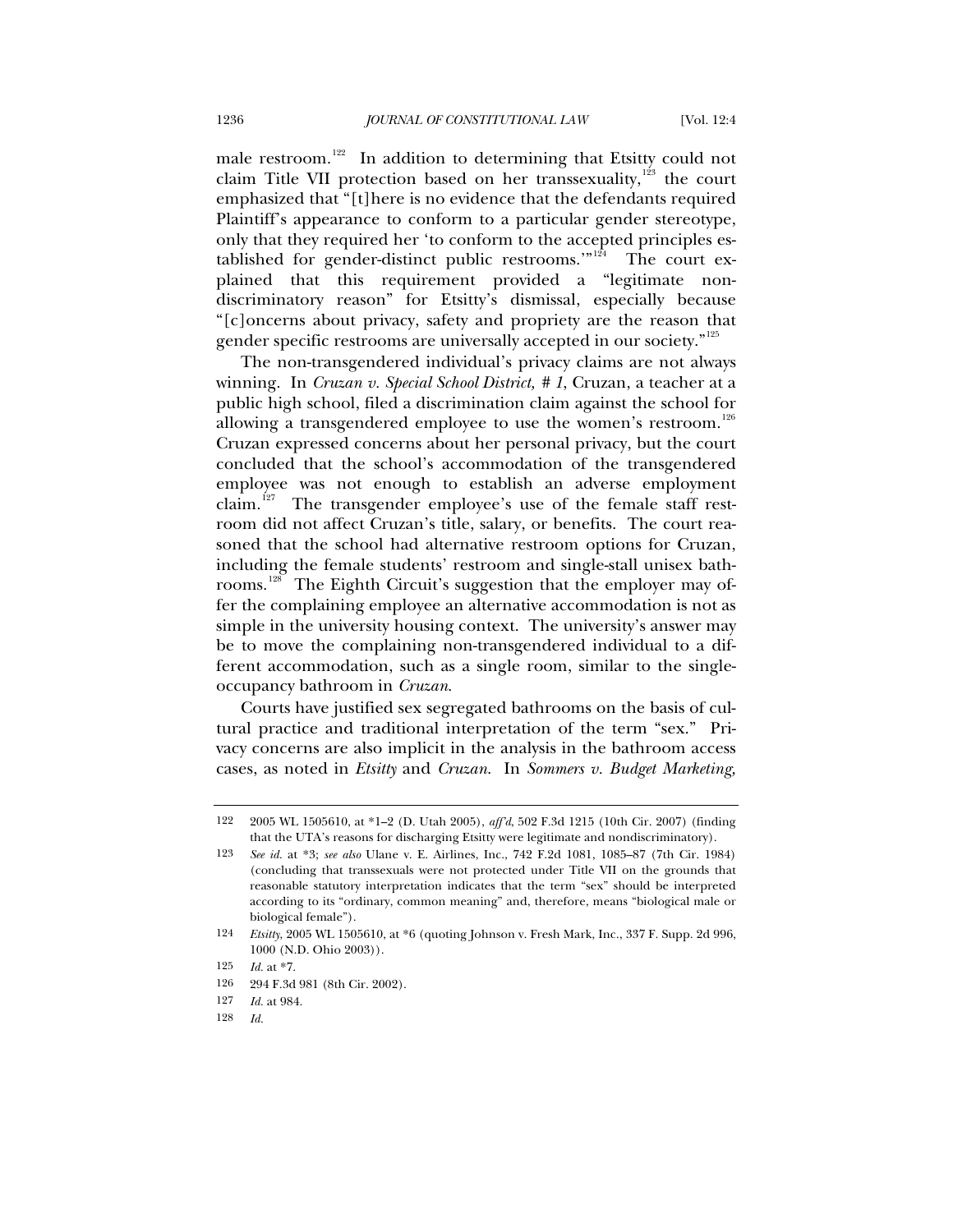male restroom.[122] In addition to determining that Etsitty could not claim Title VII protection based on her transsexuality,[123] the court emphasized that "[t]here is no evidence that the defendants required Plaintiff's appearance to conform to a particular gender stereotype, only that they required her 'to conform to the accepted principles established for gender-distinct public restrooms.'"[124] The court explained that this requirement provided a "legitimate non-discriminatory reason" for Etsitty's dismissal, especially because "[c]oncerns about privacy, safety and propriety are the reason that gender specific restrooms are universally accepted in our society."[125]

The non-transgendered individual's privacy claims are not always winning. In *Cruzan v. Special School District, # 1*, Cruzan, a teacher at a public high school, filed a discrimination claim against the school for allowing a transgendered employee to use the women's restroom.[126] Cruzan expressed concerns about her personal privacy, but the court concluded that the school's accommodation of the transgendered employee was not enough to establish an adverse employment claim.[127] The transgender employee's use of the female staff restroom did not affect Cruzan's title, salary, or benefits. The court reasoned that the school had alternative restroom options for Cruzan, including the female students' restroom and single-stall unisex bathrooms.[128] The Eighth Circuit's suggestion that the employer may offer the complaining employee an alternative accommodation is not as simple in the university housing context. The university's answer may be to move the complaining non-transgendered individual to a different accommodation, such as a single room, similar to the single-occupancy bathroom in *Cruzan*.

Courts have justified sex segregated bathrooms on the basis of cultural practice and traditional interpretation of the term "sex." Privacy concerns are also implicit in the analysis in the bathroom access cases, as noted in *Etsitty* and *Cruzan*. In *Sommers v. Budget Marketing*,

---

122 2005 WL 1505610, at *1–2 (D. Utah 2005), *aff'd*, 502 F.3d 1215 (10th Cir. 2007) (finding that the UTA's reasons for discharging Etsitty were legitimate and nondiscriminatory).

123 *See id.* at *3; *see also* Ulane v. E. Airlines, Inc., 742 F.2d 1081, 1085–87 (7th Cir. 1984) (concluding that transsexuals were not protected under Title VII on the grounds that reasonable statutory interpretation indicates that the term "sex" should be interpreted according to its "ordinary, common meaning" and, therefore, means "biological male or biological female").

124 *Etsitty*, 2005 WL 1505610, at *6 (quoting Johnson v. Fresh Mark, Inc., 337 F. Supp. 2d 996, 1000 (N.D. Ohio 2003)).

125 *Id.* at *7.

126 294 F.3d 981 (8th Cir. 2002).

127 *Id.* at 984.

128 *Id.*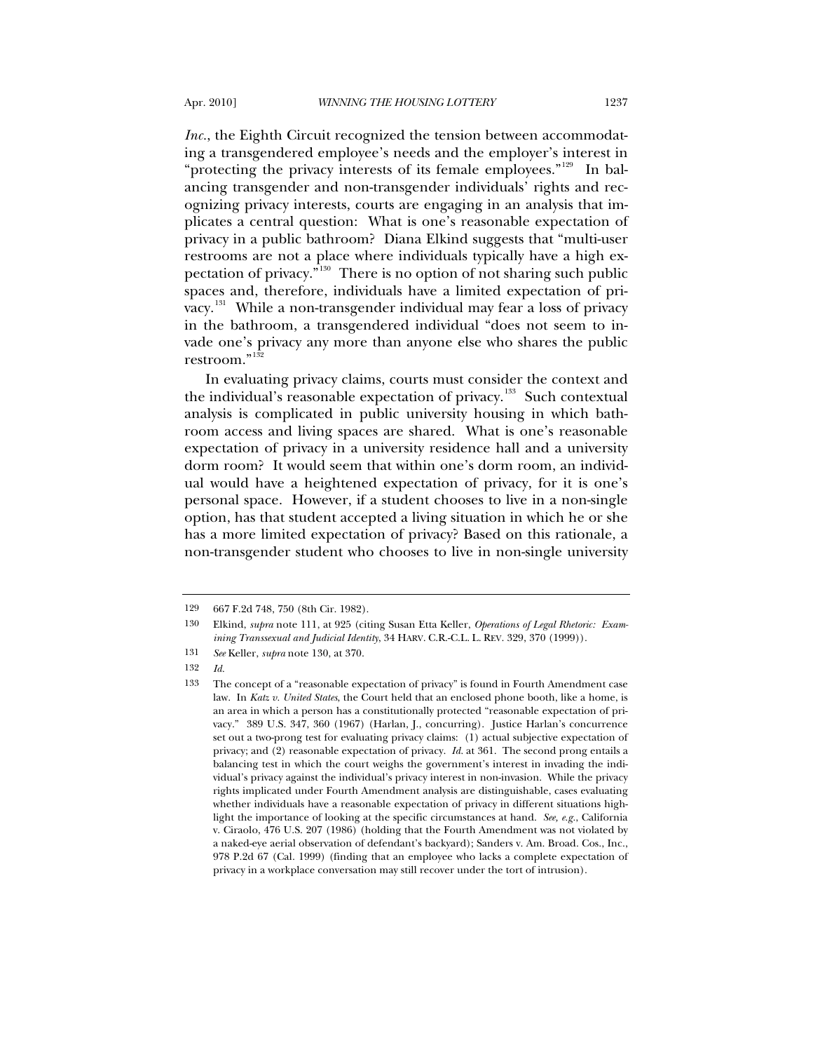*Inc.*, the Eighth Circuit recognized the tension between accommodating a transgendered employee's needs and the employer's interest in "protecting the privacy interests of its female employees."[129] In balancing transgender and non-transgender individuals' rights and recognizing privacy interests, courts are engaging in an analysis that implicates a central question: What is one's reasonable expectation of privacy in a public bathroom? Diana Elkind suggests that "multi-user restrooms are not a place where individuals typically have a high expectation of privacy."[130] There is no option of not sharing such public spaces and, therefore, individuals have a limited expectation of privacy.[131] While a non-transgender individual may fear a loss of privacy in the bathroom, a transgendered individual "does not seem to invade one's privacy any more than anyone else who shares the public restroom."[132]

In evaluating privacy claims, courts must consider the context and the individual's reasonable expectation of privacy.[133] Such contextual analysis is complicated in public university housing in which bathroom access and living spaces are shared. What is one's reasonable expectation of privacy in a university residence hall and a university dorm room? It would seem that within one's dorm room, an individual would have a heightened expectation of privacy, for it is one's personal space. However, if a student chooses to live in a non-single option, has that student accepted a living situation in which he or she has a more limited expectation of privacy? Based on this rationale, a non-transgender student who chooses to live in non-single university

---

129 667 F.2d 748, 750 (8th Cir. 1982).

130 Elkind, *supra* note 111, at 925 (citing Susan Etta Keller, *Operations of Legal Rhetoric: Examining Transsexual and Judicial Identity*, 34 HARV. C.R.-C.L. L. REV. 329, 370 (1999)).

131 *See* Keller, *supra* note 130, at 370.

132 *Id.*

133 The concept of a "reasonable expectation of privacy" is found in Fourth Amendment case law. In *Katz v. United States*, the Court held that an enclosed phone booth, like a home, is an area in which a person has a constitutionally protected "reasonable expectation of privacy." 389 U.S. 347, 360 (1967) (Harlan, J., concurring). Justice Harlan's concurrence set out a two-prong test for evaluating privacy claims: (1) actual subjective expectation of privacy; and (2) reasonable expectation of privacy. *Id.* at 361. The second prong entails a balancing test in which the court weighs the government's interest in invading the individual's privacy against the individual's privacy interest in non-invasion. While the privacy rights implicated under Fourth Amendment analysis are distinguishable, cases evaluating whether individuals have a reasonable expectation of privacy in different situations highlight the importance of looking at the specific circumstances at hand. *See, e.g.*, California v. Ciraolo, 476 U.S. 207 (1986) (holding that the Fourth Amendment was not violated by a naked-eye aerial observation of defendant's backyard); Sanders v. Am. Broad. Cos., Inc., 978 P.2d 67 (Cal. 1999) (finding that an employee who lacks a complete expectation of privacy in a workplace conversation may still recover under the tort of intrusion).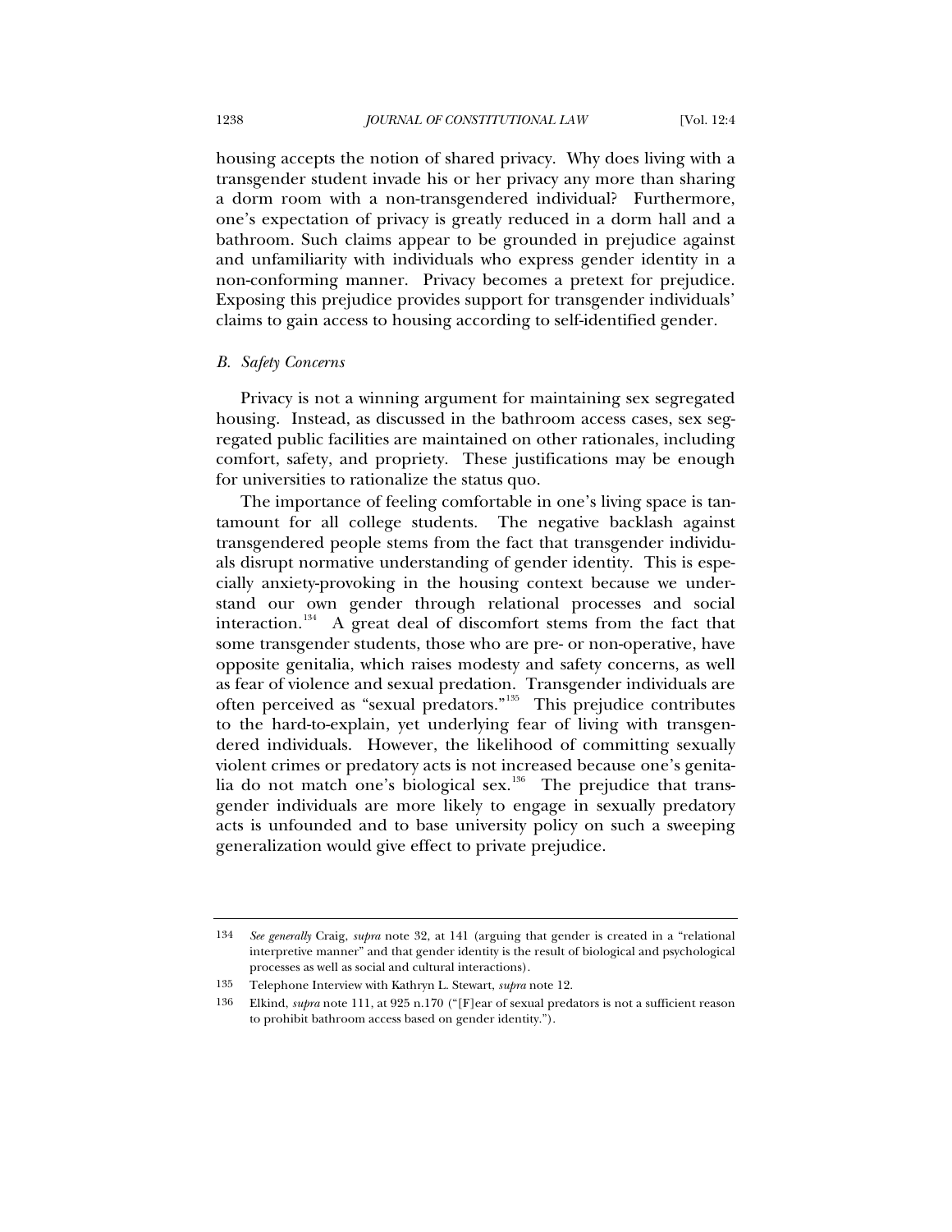housing accepts the notion of shared privacy. Why does living with a transgender student invade his or her privacy any more than sharing a dorm room with a non-transgendered individual? Furthermore, one's expectation of privacy is greatly reduced in a dorm hall and a bathroom. Such claims appear to be grounded in prejudice against and unfamiliarity with individuals who express gender identity in a non-conforming manner. Privacy becomes a pretext for prejudice. Exposing this prejudice provides support for transgender individuals' claims to gain access to housing according to self-identified gender.

### *B. Safety Concerns*

Privacy is not a winning argument for maintaining sex segregated housing. Instead, as discussed in the bathroom access cases, sex segregated public facilities are maintained on other rationales, including comfort, safety, and propriety. These justifications may be enough for universities to rationalize the status quo.

The importance of feeling comfortable in one's living space is tantamount for all college students. The negative backlash against transgendered people stems from the fact that transgender individuals disrupt normative understanding of gender identity. This is especially anxiety-provoking in the housing context because we understand our own gender through relational processes and social interaction.[134] A great deal of discomfort stems from the fact that some transgender students, those who are pre- or non-operative, have opposite genitalia, which raises modesty and safety concerns, as well as fear of violence and sexual predation. Transgender individuals are often perceived as "sexual predators."[135] This prejudice contributes to the hard-to-explain, yet underlying fear of living with transgendered individuals. However, the likelihood of committing sexually violent crimes or predatory acts is not increased because one's genitalia do not match one's biological sex.[136] The prejudice that transgender individuals are more likely to engage in sexually predatory acts is unfounded and to base university policy on such a sweeping generalization would give effect to private prejudice.

---

134 *See generally* Craig, *supra* note 32, at 141 (arguing that gender is created in a "relational interpretive manner" and that gender identity is the result of biological and psychological processes as well as social and cultural interactions).

135 Telephone Interview with Kathryn L. Stewart, *supra* note 12.

136 Elkind, *supra* note 111, at 925 n.170 ("[F]ear of sexual predators is not a sufficient reason to prohibit bathroom access based on gender identity.").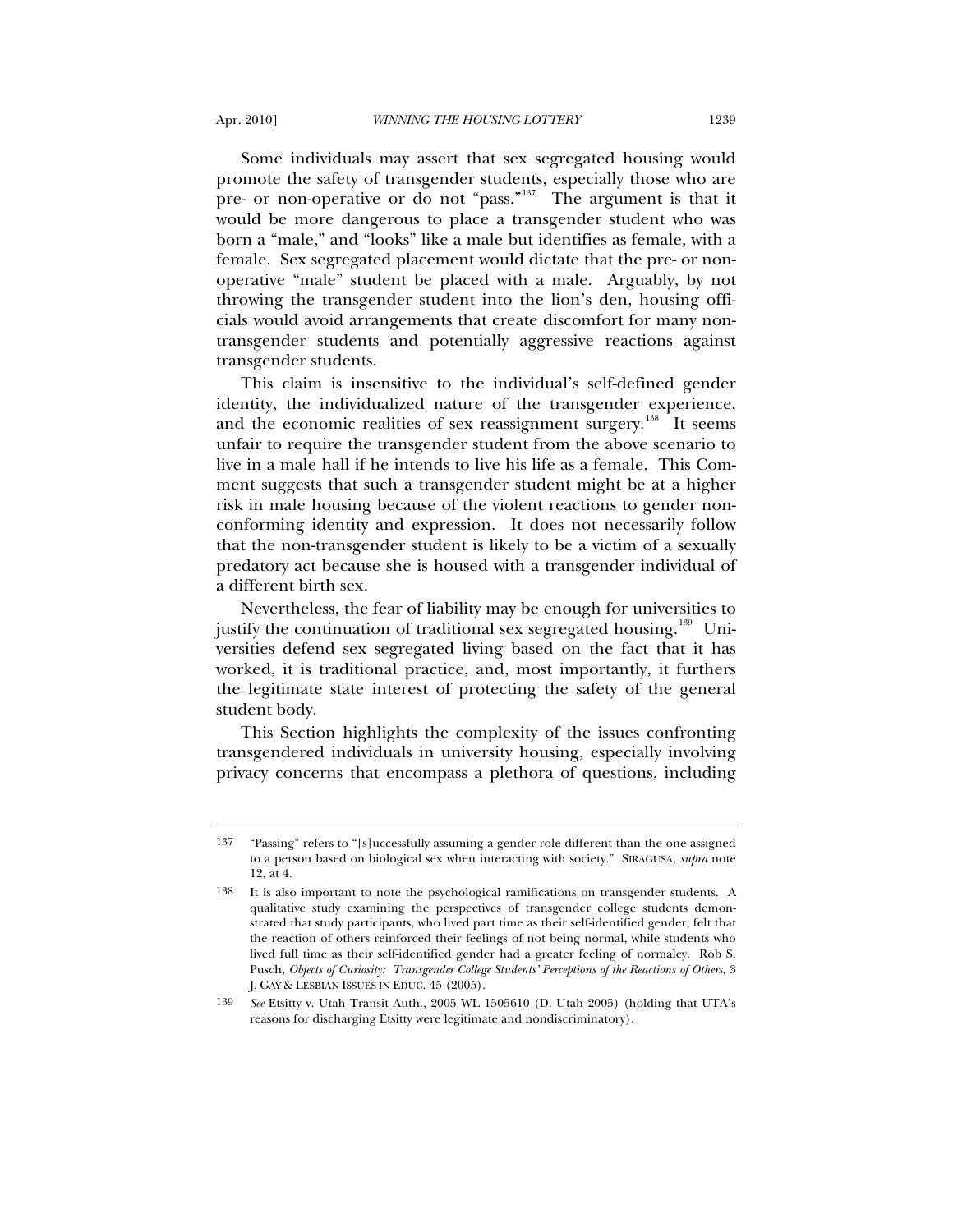Some individuals may assert that sex segregated housing would promote the safety of transgender students, especially those who are pre- or non-operative or do not "pass."[137] The argument is that it would be more dangerous to place a transgender student who was born a "male," and "looks" like a male but identifies as female, with a female. Sex segregated placement would dictate that the pre- or non-operative "male" student be placed with a male. Arguably, by not throwing the transgender student into the lion's den, housing officials would avoid arrangements that create discomfort for many non-transgender students and potentially aggressive reactions against transgender students.

This claim is insensitive to the individual's self-defined gender identity, the individualized nature of the transgender experience, and the economic realities of sex reassignment surgery.[138] It seems unfair to require the transgender student from the above scenario to live in a male hall if he intends to live his life as a female. This Comment suggests that such a transgender student might be at a higher risk in male housing because of the violent reactions to gender non-conforming identity and expression. It does not necessarily follow that the non-transgender student is likely to be a victim of a sexually predatory act because she is housed with a transgender individual of a different birth sex.

Nevertheless, the fear of liability may be enough for universities to justify the continuation of traditional sex segregated housing.[139] Universities defend sex segregated living based on the fact that it has worked, it is traditional practice, and, most importantly, it furthers the legitimate state interest of protecting the safety of the general student body.

This Section highlights the complexity of the issues confronting transgendered individuals in university housing, especially involving privacy concerns that encompass a plethora of questions, including

---

137 "Passing" refers to "[s]uccessfully assuming a gender role different than the one assigned to a person based on biological sex when interacting with society." SIRAGUSA, *supra* note 12, at 4.

138 It is also important to note the psychological ramifications on transgender students. A qualitative study examining the perspectives of transgender college students demonstrated that study participants, who lived part time as their self-identified gender, felt that the reaction of others reinforced their feelings of not being normal, while students who lived full time as their self-identified gender had a greater feeling of normalcy. Rob S. Pusch, *Objects of Curiosity: Transgender College Students' Perceptions of the Reactions of Others*, 3 J. GAY & LESBIAN ISSUES IN EDUC. 45 (2005).

139 *See* Etsitty v. Utah Transit Auth., 2005 WL 1505610 (D. Utah 2005) (holding that UTA's reasons for discharging Etsitty were legitimate and nondiscriminatory).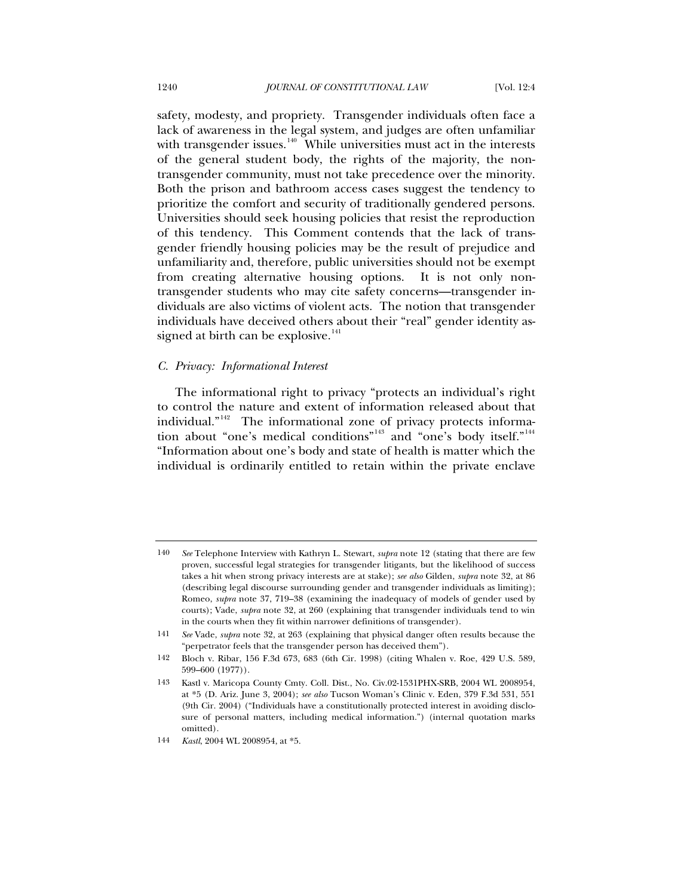safety, modesty, and propriety. Transgender individuals often face a lack of awareness in the legal system, and judges are often unfamiliar with transgender issues.[140] While universities must act in the interests of the general student body, the rights of the majority, the non-transgender community, must not take precedence over the minority. Both the prison and bathroom access cases suggest the tendency to prioritize the comfort and security of traditionally gendered persons. Universities should seek housing policies that resist the reproduction of this tendency. This Comment contends that the lack of transgender friendly housing policies may be the result of prejudice and unfamiliarity and, therefore, public universities should not be exempt from creating alternative housing options. It is not only non-transgender students who may cite safety concerns—transgender individuals are also victims of violent acts. The notion that transgender individuals have deceived others about their "real" gender identity assigned at birth can be explosive.[141]

### *C. Privacy: Informational Interest*

The informational right to privacy "protects an individual's right to control the nature and extent of information released about that individual."[142] The informational zone of privacy protects information about "one's medical conditions"[143] and "one's body itself."[144] "Information about one's body and state of health is matter which the individual is ordinarily entitled to retain within the private enclave

---

140 *See* Telephone Interview with Kathryn L. Stewart, *supra* note 12 (stating that there are few proven, successful legal strategies for transgender litigants, but the likelihood of success takes a hit when strong privacy interests are at stake); *see also* Gilden, *supra* note 32, at 86 (describing legal discourse surrounding gender and transgender individuals as limiting); Romeo, *supra* note 37, 719–38 (examining the inadequacy of models of gender used by courts); Vade, *supra* note 32, at 260 (explaining that transgender individuals tend to win in the courts when they fit within narrower definitions of transgender).

141 *See* Vade, *supra* note 32, at 263 (explaining that physical danger often results because the "perpetrator feels that the transgender person has deceived them").

142 Bloch v. Ribar, 156 F.3d 673, 683 (6th Cir. 1998) (citing Whalen v. Roe, 429 U.S. 589, 599–600 (1977)).

143 Kastl v. Maricopa County Cmty. Coll. Dist., No. Civ.02-1531PHX-SRB, 2004 WL 2008954, at *5 (D. Ariz. June 3, 2004); *see also* Tucson Woman's Clinic v. Eden, 379 F.3d 531, 551 (9th Cir. 2004) ("Individuals have a constitutionally protected interest in avoiding disclosure of personal matters, including medical information.") (internal quotation marks omitted).

144 *Kastl*, 2004 WL 2008954, at *5.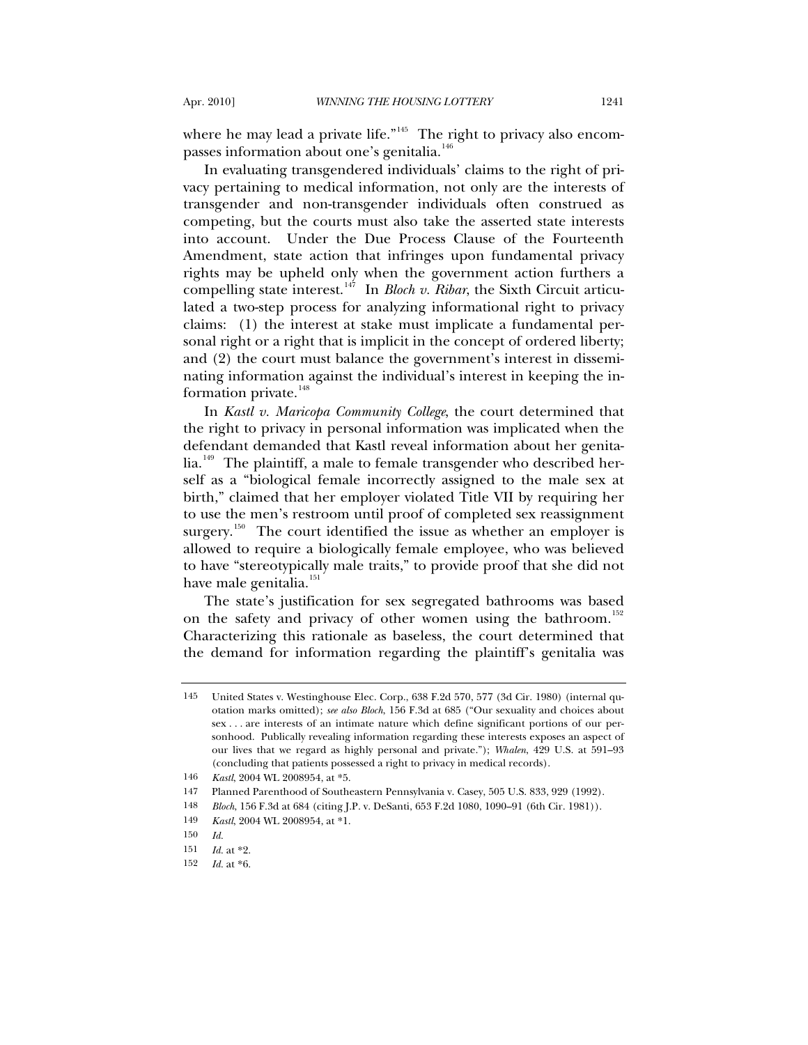where he may lead a private life."[145] The right to privacy also encompasses information about one's genitalia.[146]

In evaluating transgendered individuals' claims to the right of privacy pertaining to medical information, not only are the interests of transgender and non-transgender individuals often construed as competing, but the courts must also take the asserted state interests into account. Under the Due Process Clause of the Fourteenth Amendment, state action that infringes upon fundamental privacy rights may be upheld only when the government action furthers a compelling state interest.[147] In *Bloch v. Ribar*, the Sixth Circuit articulated a two-step process for analyzing informational right to privacy claims: (1) the interest at stake must implicate a fundamental personal right or a right that is implicit in the concept of ordered liberty; and (2) the court must balance the government's interest in disseminating information against the individual's interest in keeping the information private.[148]

In *Kastl v. Maricopa Community College*, the court determined that the right to privacy in personal information was implicated when the defendant demanded that Kastl reveal information about her genitalia.[149] The plaintiff, a male to female transgender who described herself as a "biological female incorrectly assigned to the male sex at birth," claimed that her employer violated Title VII by requiring her to use the men's restroom until proof of completed sex reassignment surgery.[150] The court identified the issue as whether an employer is allowed to require a biologically female employee, who was believed to have "stereotypically male traits," to provide proof that she did not have male genitalia.[151]

The state's justification for sex segregated bathrooms was based on the safety and privacy of other women using the bathroom.[152] Characterizing this rationale as baseless, the court determined that the demand for information regarding the plaintiff's genitalia was

---

145 United States v. Westinghouse Elec. Corp., 638 F.2d 570, 577 (3d Cir. 1980) (internal quotation marks omitted); *see also Bloch*, 156 F.3d at 685 ("Our sexuality and choices about sex . . . are interests of an intimate nature which define significant portions of our personhood. Publically revealing information regarding these interests exposes an aspect of our lives that we regard as highly personal and private."); *Whalen*, 429 U.S. at 591–93 (concluding that patients possessed a right to privacy in medical records).

146 *Kastl*, 2004 WL 2008954, at *5.

147 Planned Parenthood of Southeastern Pennsylvania v. Casey, 505 U.S. 833, 929 (1992).

148 *Bloch*, 156 F.3d at 684 (citing J.P. v. DeSanti, 653 F.2d 1080, 1090–91 (6th Cir. 1981)).

149 *Kastl*, 2004 WL 2008954, at *1.

150 *Id.*

151 *Id.* at *2.

152 *Id.* at *6.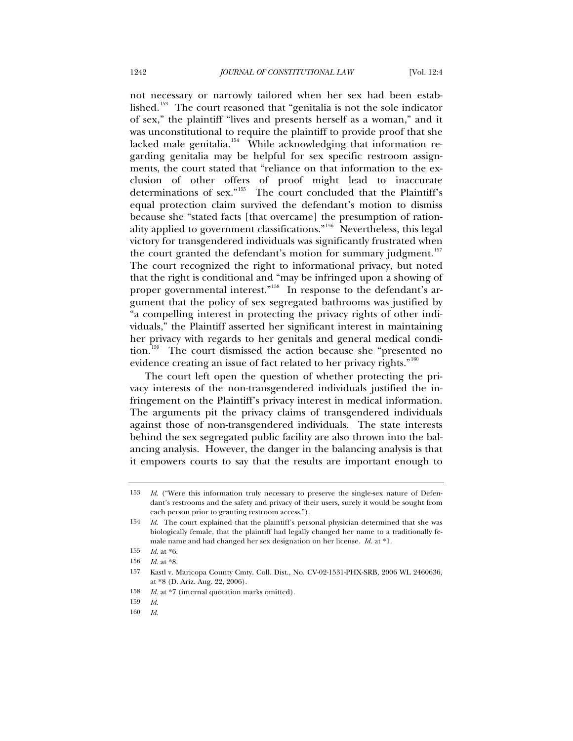not necessary or narrowly tailored when her sex had been established.[153] The court reasoned that "genitalia is not the sole indicator of sex," the plaintiff "lives and presents herself as a woman," and it was unconstitutional to require the plaintiff to provide proof that she lacked male genitalia.[154] While acknowledging that information regarding genitalia may be helpful for sex specific restroom assignments, the court stated that "reliance on that information to the exclusion of other offers of proof might lead to inaccurate determinations of sex."[155] The court concluded that the Plaintiff's equal protection claim survived the defendant's motion to dismiss because she "stated facts [that overcame] the presumption of rationality applied to government classifications."[156] Nevertheless, this legal victory for transgendered individuals was significantly frustrated when the court granted the defendant's motion for summary judgment.[157] The court recognized the right to informational privacy, but noted that the right is conditional and "may be infringed upon a showing of proper governmental interest."[158] In response to the defendant's argument that the policy of sex segregated bathrooms was justified by "a compelling interest in protecting the privacy rights of other individuals," the Plaintiff asserted her significant interest in maintaining her privacy with regards to her genitals and general medical condition.[159] The court dismissed the action because she "presented no evidence creating an issue of fact related to her privacy rights."[160]

The court left open the question of whether protecting the privacy interests of the non-transgendered individuals justified the infringement on the Plaintiff's privacy interest in medical information. The arguments pit the privacy claims of transgendered individuals against those of non-transgendered individuals. The state interests behind the sex segregated public facility are also thrown into the balancing analysis. However, the danger in the balancing analysis is that it empowers courts to say that the results are important enough to

---

153 *Id.* ("Were this information truly necessary to preserve the single-sex nature of Defendant's restrooms and the safety and privacy of their users, surely it would be sought from each person prior to granting restroom access.").

154 *Id.* The court explained that the plaintiff's personal physician determined that she was biologically female, that the plaintiff had legally changed her name to a traditionally female name and had changed her sex designation on her license. *Id.* at *1.

155 *Id.* at *6.

156 *Id.* at *8.

157 Kastl v. Maricopa County Cmty. Coll. Dist., No. CV-02-1531-PHX-SRB, 2006 WL 2460636, at *8 (D. Ariz. Aug. 22, 2006).

158 *Id.* at *7 (internal quotation marks omitted).

159 *Id.*

160 *Id.*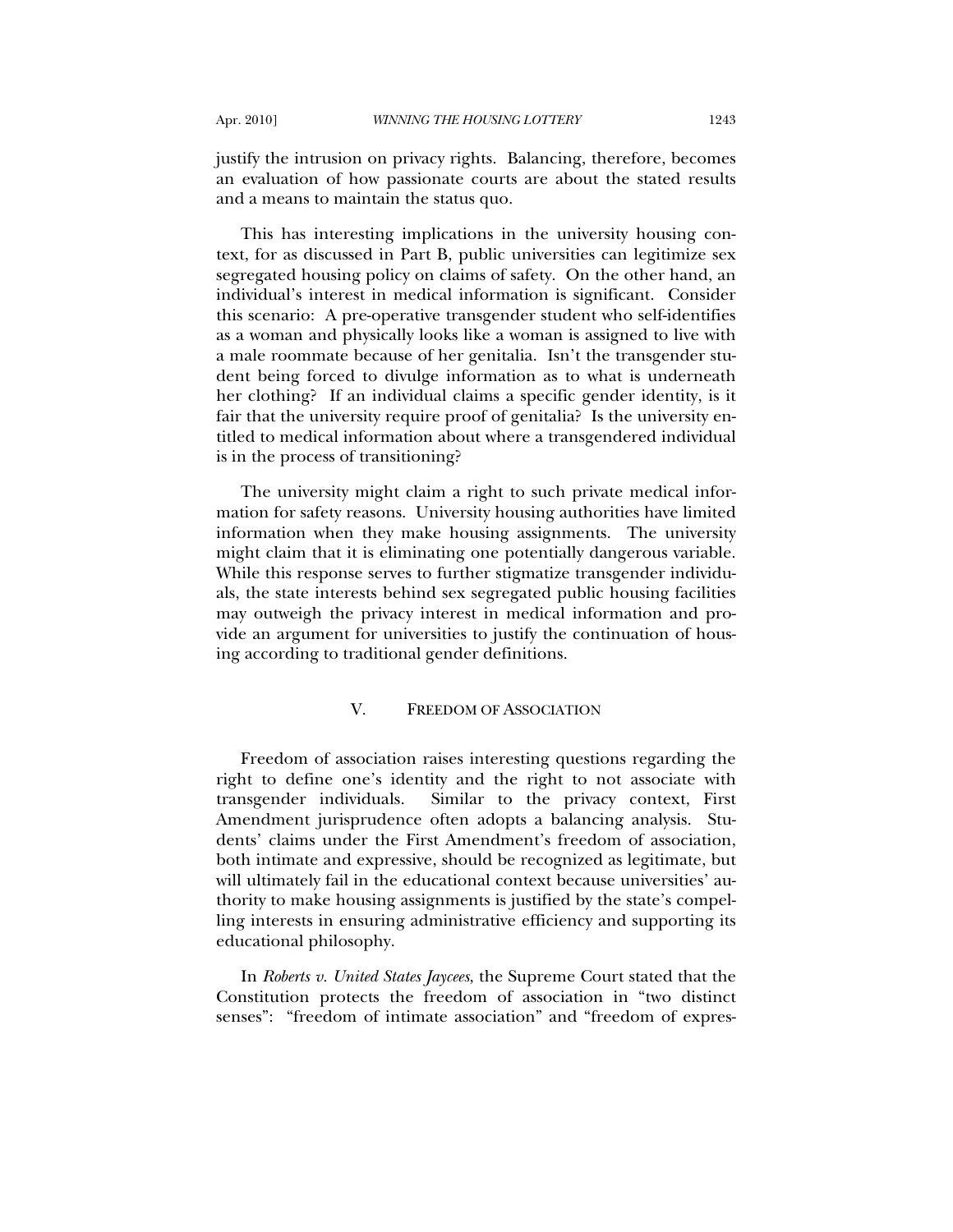justify the intrusion on privacy rights. Balancing, therefore, becomes an evaluation of how passionate courts are about the stated results and a means to maintain the status quo.

This has interesting implications in the university housing context, for as discussed in Part B, public universities can legitimize sex segregated housing policy on claims of safety. On the other hand, an individual's interest in medical information is significant. Consider this scenario: A pre-operative transgender student who self-identifies as a woman and physically looks like a woman is assigned to live with a male roommate because of her genitalia. Isn't the transgender student being forced to divulge information as to what is underneath her clothing? If an individual claims a specific gender identity, is it fair that the university require proof of genitalia? Is the university entitled to medical information about where a transgendered individual is in the process of transitioning?

The university might claim a right to such private medical information for safety reasons. University housing authorities have limited information when they make housing assignments. The university might claim that it is eliminating one potentially dangerous variable. While this response serves to further stigmatize transgender individuals, the state interests behind sex segregated public housing facilities may outweigh the privacy interest in medical information and provide an argument for universities to justify the continuation of housing according to traditional gender definitions.

## V. FREEDOM OF ASSOCIATION

Freedom of association raises interesting questions regarding the right to define one's identity and the right to not associate with transgender individuals. Similar to the privacy context, First Amendment jurisprudence often adopts a balancing analysis. Students' claims under the First Amendment's freedom of association, both intimate and expressive, should be recognized as legitimate, but will ultimately fail in the educational context because universities' authority to make housing assignments is justified by the state's compelling interests in ensuring administrative efficiency and supporting its educational philosophy.

In *Roberts v. United States Jaycees*, the Supreme Court stated that the Constitution protects the freedom of association in "two distinct senses": "freedom of intimate association" and "freedom of expres-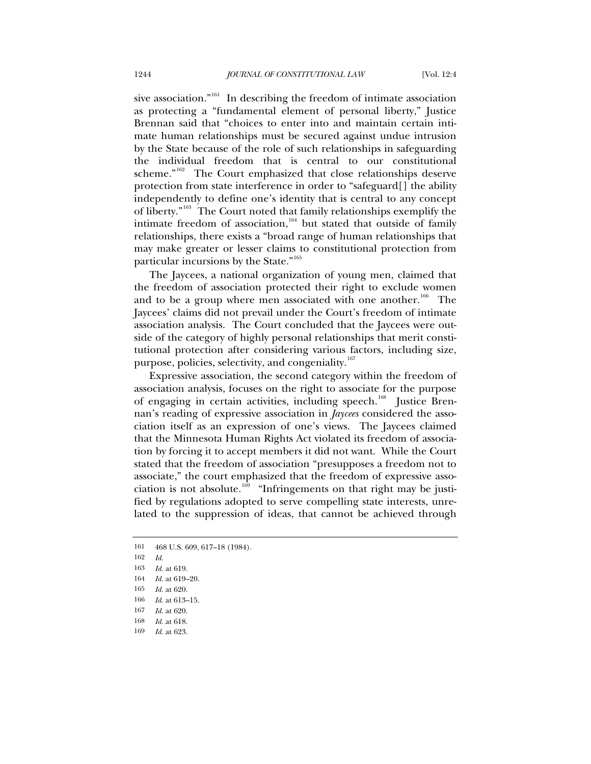sive association."[161] In describing the freedom of intimate association as protecting a "fundamental element of personal liberty," Justice Brennan said that "choices to enter into and maintain certain intimate human relationships must be secured against undue intrusion by the State because of the role of such relationships in safeguarding the individual freedom that is central to our constitutional scheme."[162] The Court emphasized that close relationships deserve protection from state interference in order to "safeguard[] the ability independently to define one's identity that is central to any concept of liberty."[163] The Court noted that family relationships exemplify the intimate freedom of association,[164] but stated that outside of family relationships, there exists a "broad range of human relationships that may make greater or lesser claims to constitutional protection from particular incursions by the State."[165]

The Jaycees, a national organization of young men, claimed that the freedom of association protected their right to exclude women and to be a group where men associated with one another.[166] The Jaycees' claims did not prevail under the Court's freedom of intimate association analysis. The Court concluded that the Jaycees were outside of the category of highly personal relationships that merit constitutional protection after considering various factors, including size, purpose, policies, selectivity, and congeniality.[167]

Expressive association, the second category within the freedom of association analysis, focuses on the right to associate for the purpose of engaging in certain activities, including speech.[168] Justice Brennan's reading of expressive association in *Jaycees* considered the association itself as an expression of one's views. The Jaycees claimed that the Minnesota Human Rights Act violated its freedom of association by forcing it to accept members it did not want. While the Court stated that the freedom of association "presupposes a freedom not to associate," the court emphasized that the freedom of expressive association is not absolute.[169] "Infringements on that right may be justified by regulations adopted to serve compelling state interests, unrelated to the suppression of ideas, that cannot be achieved through

---

161 468 U.S. 609, 617–18 (1984).

162 *Id.*

163 *Id.* at 619.

164 *Id.* at 619–20.

165 *Id.* at 620.

166 *Id.* at 613–15.

167 *Id.* at 620.

168 *Id.* at 618.

169 *Id.* at 623.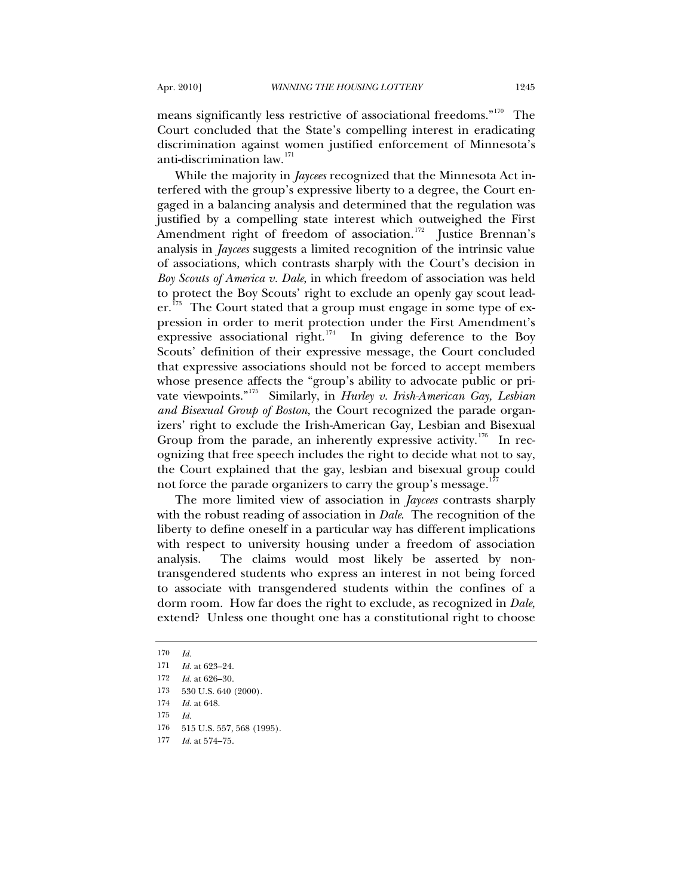means significantly less restrictive of associational freedoms."[170] The Court concluded that the State's compelling interest in eradicating discrimination against women justified enforcement of Minnesota's anti-discrimination law.[171]

While the majority in *Jaycees* recognized that the Minnesota Act interfered with the group's expressive liberty to a degree, the Court engaged in a balancing analysis and determined that the regulation was justified by a compelling state interest which outweighed the First Amendment right of freedom of association.[172] Justice Brennan's analysis in *Jaycees* suggests a limited recognition of the intrinsic value of associations, which contrasts sharply with the Court's decision in *Boy Scouts of America v. Dale*, in which freedom of association was held to protect the Boy Scouts' right to exclude an openly gay scout leader.[173] The Court stated that a group must engage in some type of expression in order to merit protection under the First Amendment's expressive associational right.[174] In giving deference to the Boy Scouts' definition of their expressive message, the Court concluded that expressive associations should not be forced to accept members whose presence affects the "group's ability to advocate public or private viewpoints."[175] Similarly, in *Hurley v. Irish-American Gay, Lesbian and Bisexual Group of Boston*, the Court recognized the parade organizers' right to exclude the Irish-American Gay, Lesbian and Bisexual Group from the parade, an inherently expressive activity.[176] In recognizing that free speech includes the right to decide what not to say, the Court explained that the gay, lesbian and bisexual group could not force the parade organizers to carry the group's message.[177]

The more limited view of association in *Jaycees* contrasts sharply with the robust reading of association in *Dale*. The recognition of the liberty to define oneself in a particular way has different implications with respect to university housing under a freedom of association analysis. The claims would most likely be asserted by non-transgendered students who express an interest in not being forced to associate with transgendered students within the confines of a dorm room. How far does the right to exclude, as recognized in *Dale*, extend? Unless one thought one has a constitutional right to choose

---

170 *Id.*

171 *Id.* at 623–24.

172 *Id.* at 626–30.

173 530 U.S. 640 (2000).

174 *Id.* at 648.

175 *Id.*

176 515 U.S. 557, 568 (1995).

177 *Id.* at 574–75.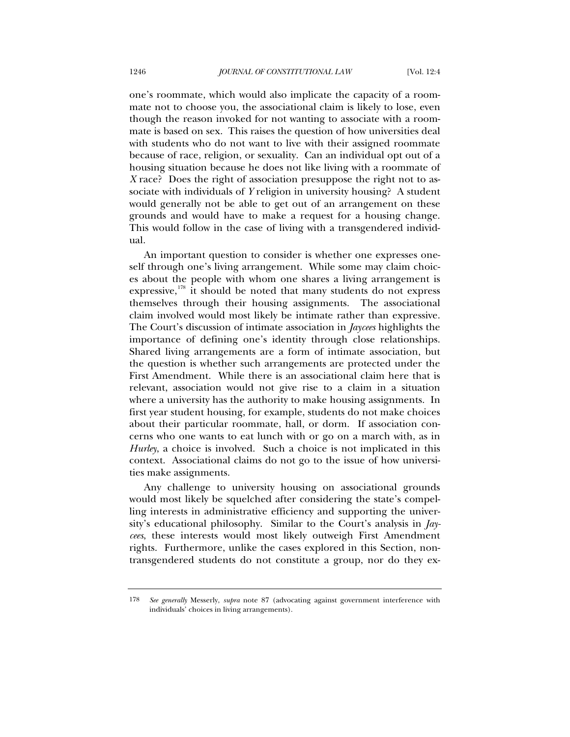one's roommate, which would also implicate the capacity of a roommate not to choose you, the associational claim is likely to lose, even though the reason invoked for not wanting to associate with a roommate is based on sex. This raises the question of how universities deal with students who do not want to live with their assigned roommate because of race, religion, or sexuality. Can an individual opt out of a housing situation because he does not like living with a roommate of *X* race? Does the right of association presuppose the right not to associate with individuals of *Y* religion in university housing? A student would generally not be able to get out of an arrangement on these grounds and would have to make a request for a housing change. This would follow in the case of living with a transgendered individual.

An important question to consider is whether one expresses oneself through one's living arrangement. While some may claim choices about the people with whom one shares a living arrangement is expressive,[178] it should be noted that many students do not express themselves through their housing assignments. The associational claim involved would most likely be intimate rather than expressive. The Court's discussion of intimate association in *Jaycees* highlights the importance of defining one's identity through close relationships. Shared living arrangements are a form of intimate association, but the question is whether such arrangements are protected under the First Amendment. While there is an associational claim here that is relevant, association would not give rise to a claim in a situation where a university has the authority to make housing assignments. In first year student housing, for example, students do not make choices about their particular roommate, hall, or dorm. If association concerns who one wants to eat lunch with or go on a march with, as in *Hurley*, a choice is involved. Such a choice is not implicated in this context. Associational claims do not go to the issue of how universities make assignments.

Any challenge to university housing on associational grounds would most likely be squelched after considering the state's compelling interests in administrative efficiency and supporting the university's educational philosophy. Similar to the Court's analysis in *Jaycees*, these interests would most likely outweigh First Amendment rights. Furthermore, unlike the cases explored in this Section, non-transgendered students do not constitute a group, nor do they ex-

---

178 *See generally* Messerly, *supra* note 87 (advocating against government interference with individuals' choices in living arrangements).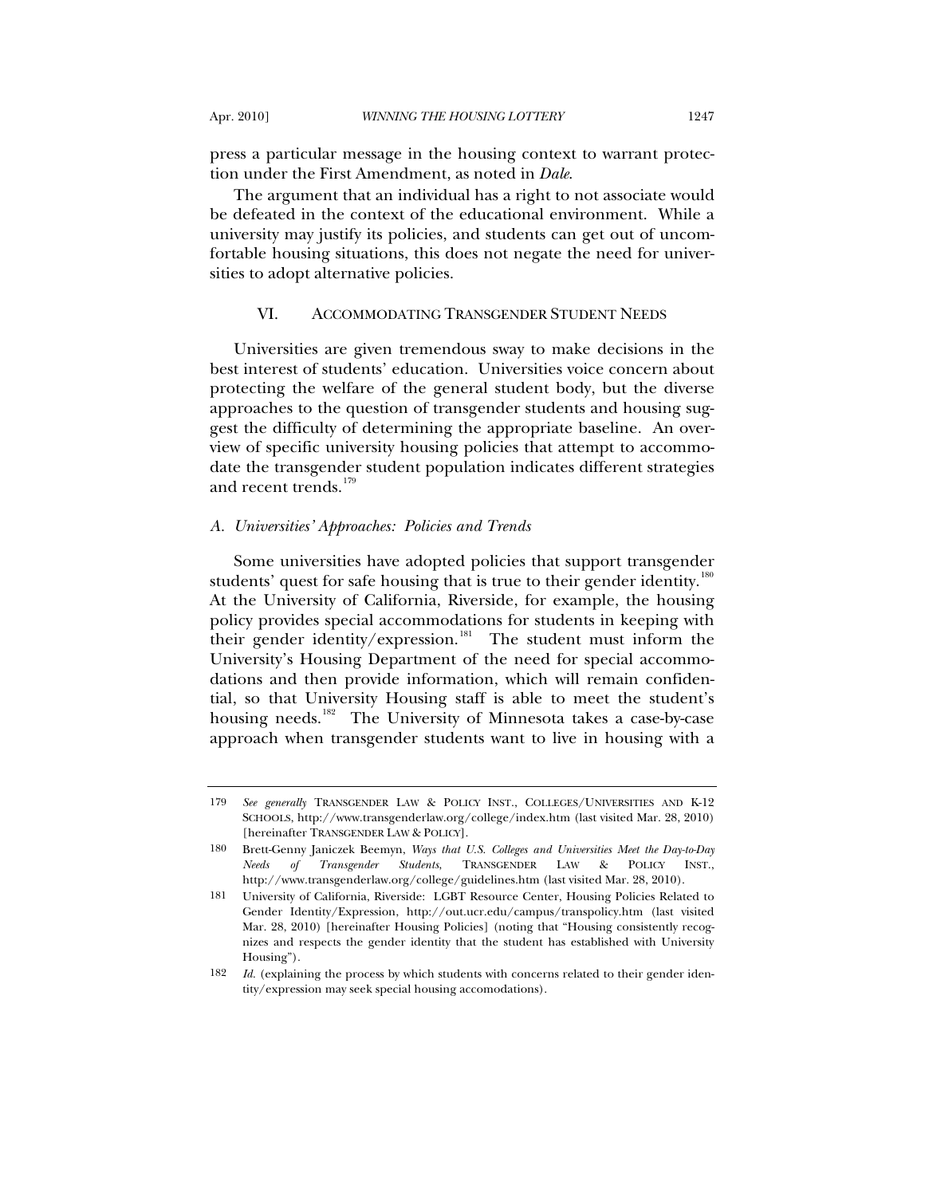press a particular message in the housing context to warrant protection under the First Amendment, as noted in *Dale*.

The argument that an individual has a right to not associate would be defeated in the context of the educational environment. While a university may justify its policies, and students can get out of uncomfortable housing situations, this does not negate the need for universities to adopt alternative policies.

## VI. ACCOMMODATING TRANSGENDER STUDENT NEEDS

Universities are given tremendous sway to make decisions in the best interest of students' education. Universities voice concern about protecting the welfare of the general student body, but the diverse approaches to the question of transgender students and housing suggest the difficulty of determining the appropriate baseline. An overview of specific university housing policies that attempt to accommodate the transgender student population indicates different strategies and recent trends.[179]

### *A. Universities' Approaches: Policies and Trends*

Some universities have adopted policies that support transgender students' quest for safe housing that is true to their gender identity.[180] At the University of California, Riverside, for example, the housing policy provides special accommodations for students in keeping with their gender identity/expression.[181] The student must inform the University's Housing Department of the need for special accommodations and then provide information, which will remain confidential, so that University Housing staff is able to meet the student's housing needs.[182] The University of Minnesota takes a case-by-case approach when transgender students want to live in housing with a

---

179 *See generally* TRANSGENDER LAW & POLICY INST., COLLEGES/UNIVERSITIES AND K-12 SCHOOLS, http://www.transgenderlaw.org/college/index.htm (last visited Mar. 28, 2010) [hereinafter TRANSGENDER LAW & POLICY].

180 Brett-Genny Janiczek Beemyn, *Ways that U.S. Colleges and Universities Meet the Day-to-Day Needs of Transgender Students,* TRANSGENDER LAW & POLICY INST., http://www.transgenderlaw.org/college/guidelines.htm (last visited Mar. 28, 2010).

181 University of California, Riverside: LGBT Resource Center, Housing Policies Related to Gender Identity/Expression, http://out.ucr.edu/campus/transpolicy.htm (last visited Mar. 28, 2010) [hereinafter Housing Policies] (noting that "Housing consistently recognizes and respects the gender identity that the student has established with University Housing").

182 *Id.* (explaining the process by which students with concerns related to their gender identity/expression may seek special housing accomodations).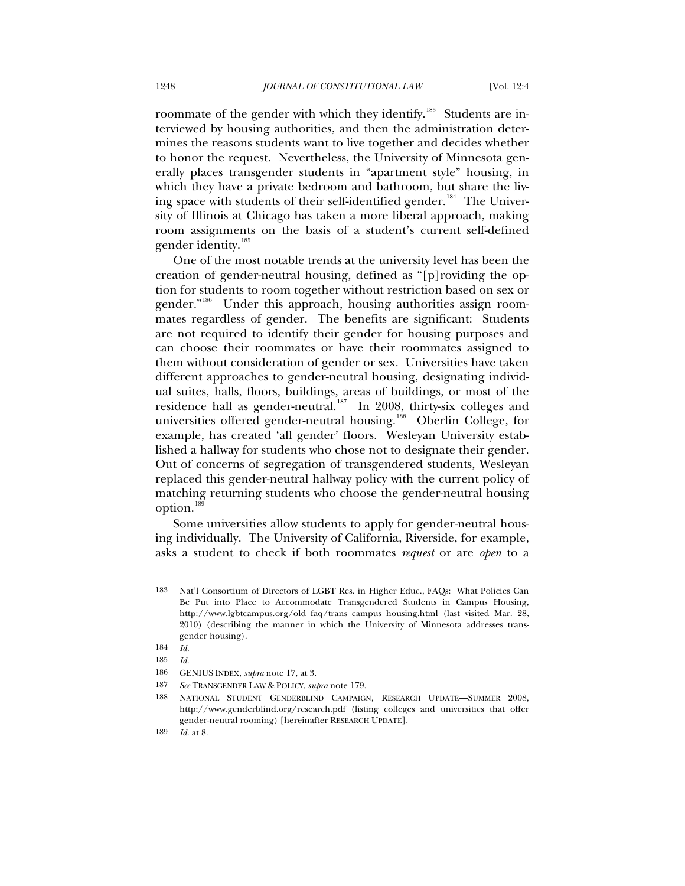roommate of the gender with which they identify.[183] Students are interviewed by housing authorities, and then the administration determines the reasons students want to live together and decides whether to honor the request. Nevertheless, the University of Minnesota generally places transgender students in "apartment style" housing, in which they have a private bedroom and bathroom, but share the living space with students of their self-identified gender.[184] The University of Illinois at Chicago has taken a more liberal approach, making room assignments on the basis of a student's current self-defined gender identity.[185]

One of the most notable trends at the university level has been the creation of gender-neutral housing, defined as "[p]roviding the option for students to room together without restriction based on sex or gender."[186] Under this approach, housing authorities assign roommates regardless of gender. The benefits are significant: Students are not required to identify their gender for housing purposes and can choose their roommates or have their roommates assigned to them without consideration of gender or sex. Universities have taken different approaches to gender-neutral housing, designating individual suites, halls, floors, buildings, areas of buildings, or most of the residence hall as gender-neutral.[187] In 2008, thirty-six colleges and universities offered gender-neutral housing.[188] Oberlin College, for example, has created 'all gender' floors. Wesleyan University established a hallway for students who chose not to designate their gender. Out of concerns of segregation of transgendered students, Wesleyan replaced this gender-neutral hallway policy with the current policy of matching returning students who choose the gender-neutral housing option.[189]

Some universities allow students to apply for gender-neutral housing individually. The University of California, Riverside, for example, asks a student to check if both roommates *request* or are *open* to a

---

183 Nat'l Consortium of Directors of LGBT Res. in Higher Educ., FAQs: What Policies Can Be Put into Place to Accommodate Transgendered Students in Campus Housing, http://www.lgbtcampus.org/old_faq/trans_campus_housing.html (last visited Mar. 28, 2010) (describing the manner in which the University of Minnesota addresses transgender housing).

184 *Id.*

185 *Id.*

186 GENIUS INDEX, *supra* note 17, at 3.

187 *See* TRANSGENDER LAW & POLICY, *supra* note 179.

188 NATIONAL STUDENT GENDERBLIND CAMPAIGN, RESEARCH UPDATE—SUMMER 2008, http://www.genderblind.org/research.pdf (listing colleges and universities that offer gender-neutral rooming) [hereinafter RESEARCH UPDATE].

189 *Id.* at 8.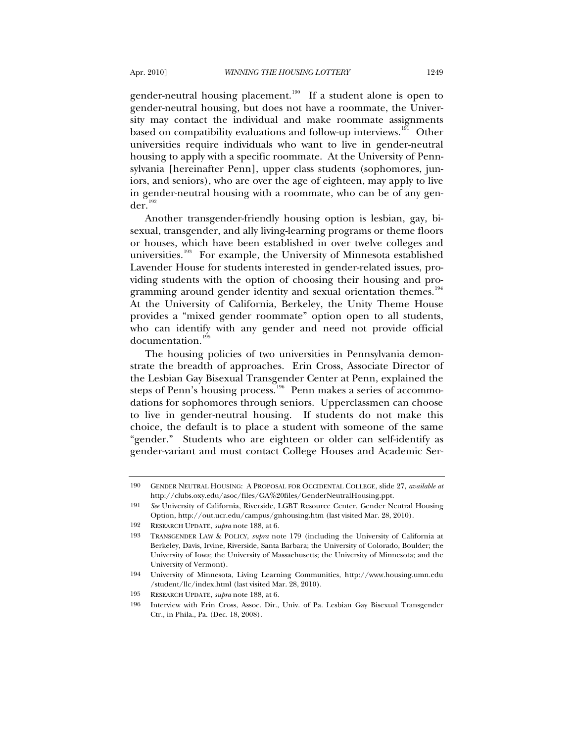gender-neutral housing placement.[190] If a student alone is open to gender-neutral housing, but does not have a roommate, the University may contact the individual and make roommate assignments based on compatibility evaluations and follow-up interviews.[191] Other universities require individuals who want to live in gender-neutral housing to apply with a specific roommate. At the University of Pennsylvania [hereinafter Penn], upper class students (sophomores, juniors, and seniors), who are over the age of eighteen, may apply to live in gender-neutral housing with a roommate, who can be of any gender.[192]

Another transgender-friendly housing option is lesbian, gay, bisexual, transgender, and ally living-learning programs or theme floors or houses, which have been established in over twelve colleges and universities.[193] For example, the University of Minnesota established Lavender House for students interested in gender-related issues, providing students with the option of choosing their housing and programming around gender identity and sexual orientation themes.[194] At the University of California, Berkeley, the Unity Theme House provides a "mixed gender roommate" option open to all students, who can identify with any gender and need not provide official documentation.[195]

The housing policies of two universities in Pennsylvania demonstrate the breadth of approaches. Erin Cross, Associate Director of the Lesbian Gay Bisexual Transgender Center at Penn, explained the steps of Penn's housing process.[196] Penn makes a series of accommodations for sophomores through seniors. Upperclassmen can choose to live in gender-neutral housing. If students do not make this choice, the default is to place a student with someone of the same "gender." Students who are eighteen or older can self-identify as gender-variant and must contact College Houses and Academic Ser-

---

190 GENDER NEUTRAL HOUSING: A PROPOSAL FOR OCCIDENTAL COLLEGE, slide 27, *available at* http://clubs.oxy.edu/asoc/files/GA%20files/GenderNeutralHousing.ppt.

191 *See* University of California, Riverside, LGBT Resource Center, Gender Neutral Housing Option, http://out.ucr.edu/campus/gnhousing.htm (last visited Mar. 28, 2010).

192 RESEARCH UPDATE, *supra* note 188, at 6.

193 TRANSGENDER LAW & POLICY, *supra* note 179 (including the University of California at Berkeley, Davis, Irvine, Riverside, Santa Barbara; the University of Colorado, Boulder; the University of Iowa; the University of Massachusetts; the University of Minnesota; and the University of Vermont).

194 University of Minnesota, Living Learning Communities, http://www.housing.umn.edu/student/llc/index.html (last visited Mar. 28, 2010).

195 RESEARCH UPDATE, *supra* note 188, at 6.

196 Interview with Erin Cross, Assoc. Dir., Univ. of Pa. Lesbian Gay Bisexual Transgender Ctr., in Phila., Pa. (Dec. 18, 2008).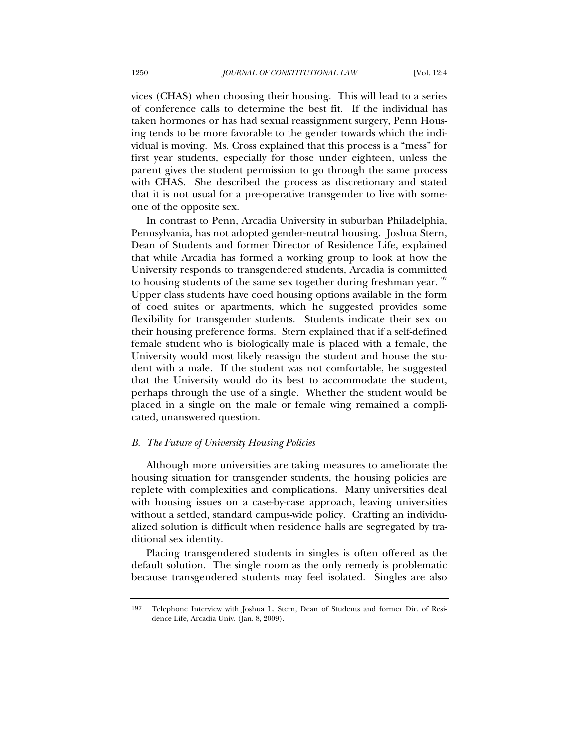vices (CHAS) when choosing their housing. This will lead to a series of conference calls to determine the best fit. If the individual has taken hormones or has had sexual reassignment surgery, Penn Housing tends to be more favorable to the gender towards which the individual is moving. Ms. Cross explained that this process is a "mess" for first year students, especially for those under eighteen, unless the parent gives the student permission to go through the same process with CHAS. She described the process as discretionary and stated that it is not usual for a pre-operative transgender to live with someone of the opposite sex.

In contrast to Penn, Arcadia University in suburban Philadelphia, Pennsylvania, has not adopted gender-neutral housing. Joshua Stern, Dean of Students and former Director of Residence Life, explained that while Arcadia has formed a working group to look at how the University responds to transgendered students, Arcadia is committed to housing students of the same sex together during freshman year.[197] Upper class students have coed housing options available in the form of coed suites or apartments, which he suggested provides some flexibility for transgender students. Students indicate their sex on their housing preference forms. Stern explained that if a self-defined female student who is biologically male is placed with a female, the University would most likely reassign the student and house the student with a male. If the student was not comfortable, he suggested that the University would do its best to accommodate the student, perhaps through the use of a single. Whether the student would be placed in a single on the male or female wing remained a complicated, unanswered question.

### *B. The Future of University Housing Policies*

Although more universities are taking measures to ameliorate the housing situation for transgender students, the housing policies are replete with complexities and complications. Many universities deal with housing issues on a case-by-case approach, leaving universities without a settled, standard campus-wide policy. Crafting an individualized solution is difficult when residence halls are segregated by traditional sex identity.

Placing transgendered students in singles is often offered as the default solution. The single room as the only remedy is problematic because transgendered students may feel isolated. Singles are also

---

197 Telephone Interview with Joshua L. Stern, Dean of Students and former Dir. of Residence Life, Arcadia Univ. (Jan. 8, 2009).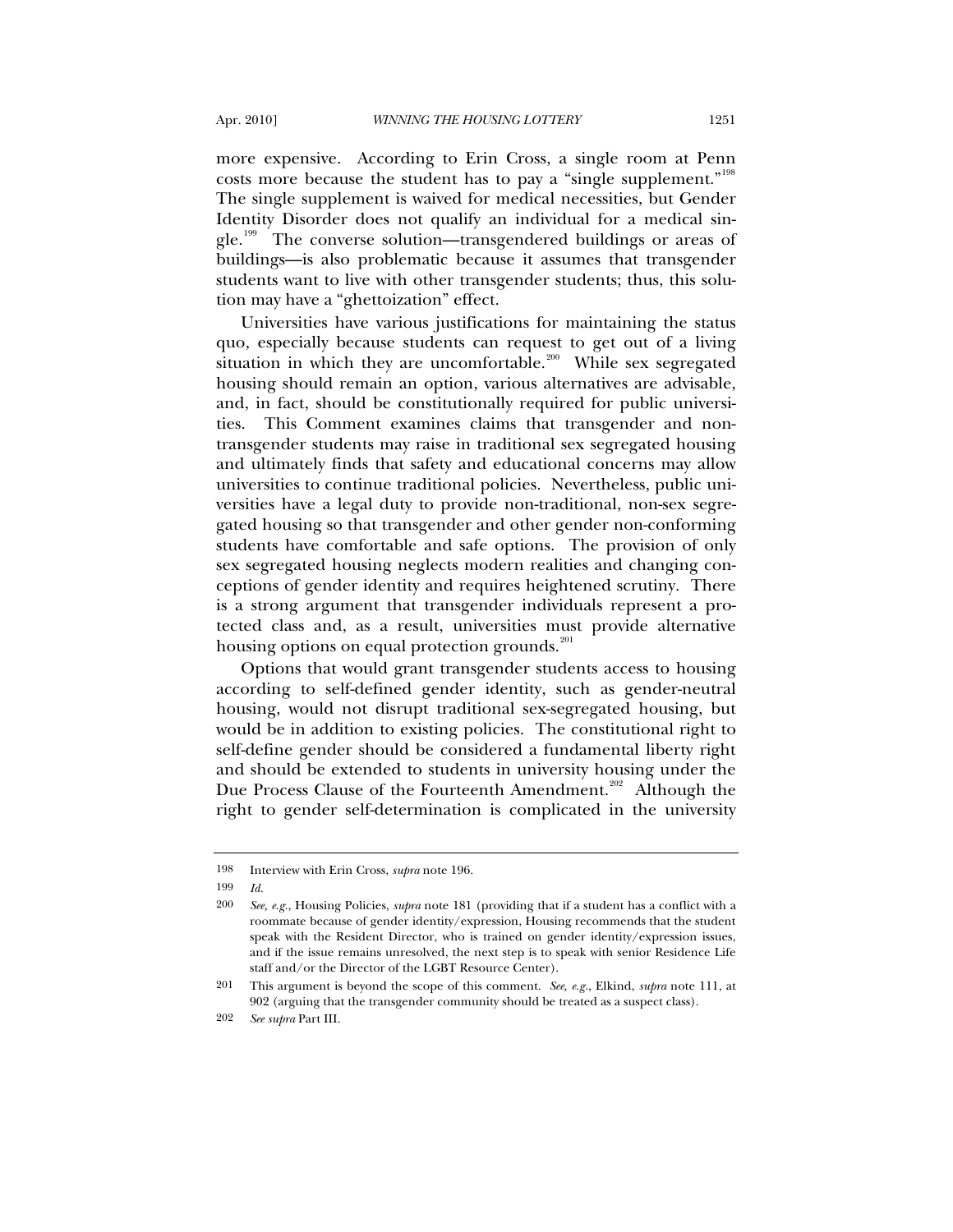more expensive. According to Erin Cross, a single room at Penn costs more because the student has to pay a "single supplement."[198] The single supplement is waived for medical necessities, but Gender Identity Disorder does not qualify an individual for a medical single.[199] The converse solution—transgendered buildings or areas of buildings—is also problematic because it assumes that transgender students want to live with other transgender students; thus, this solution may have a "ghettoization" effect.

Universities have various justifications for maintaining the status quo, especially because students can request to get out of a living situation in which they are uncomfortable.[200] While sex segregated housing should remain an option, various alternatives are advisable, and, in fact, should be constitutionally required for public universities. This Comment examines claims that transgender and non-transgender students may raise in traditional sex segregated housing and ultimately finds that safety and educational concerns may allow universities to continue traditional policies. Nevertheless, public universities have a legal duty to provide non-traditional, non-sex segregated housing so that transgender and other gender non-conforming students have comfortable and safe options. The provision of only sex segregated housing neglects modern realities and changing conceptions of gender identity and requires heightened scrutiny. There is a strong argument that transgender individuals represent a protected class and, as a result, universities must provide alternative housing options on equal protection grounds.[201]

Options that would grant transgender students access to housing according to self-defined gender identity, such as gender-neutral housing, would not disrupt traditional sex-segregated housing, but would be in addition to existing policies. The constitutional right to self-define gender should be considered a fundamental liberty right and should be extended to students in university housing under the Due Process Clause of the Fourteenth Amendment.[202] Although the right to gender self-determination is complicated in the university

---

198 Interview with Erin Cross, *supra* note 196.

199 *Id.*

200 *See, e.g.*, Housing Policies, *supra* note 181 (providing that if a student has a conflict with a roommate because of gender identity/expression, Housing recommends that the student speak with the Resident Director, who is trained on gender identity/expression issues, and if the issue remains unresolved, the next step is to speak with senior Residence Life staff and/or the Director of the LGBT Resource Center).

201 This argument is beyond the scope of this comment. *See, e.g.*, Elkind, *supra* note 111, at 902 (arguing that the transgender community should be treated as a suspect class).

202 *See supra* Part III.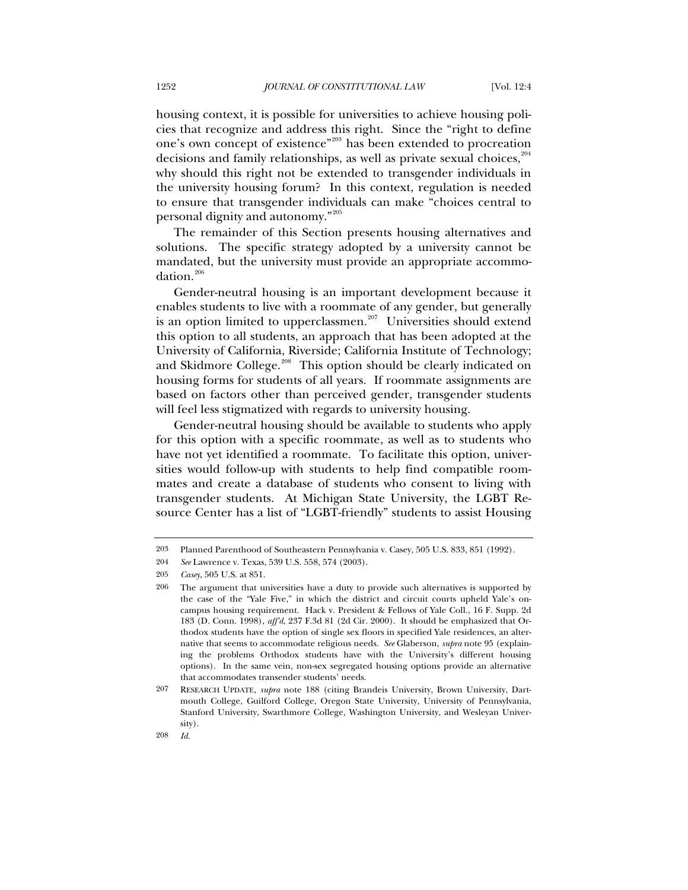housing context, it is possible for universities to achieve housing policies that recognize and address this right. Since the "right to define one's own concept of existence"[203] has been extended to procreation decisions and family relationships, as well as private sexual choices,[204] why should this right not be extended to transgender individuals in the university housing forum? In this context, regulation is needed to ensure that transgender individuals can make "choices central to personal dignity and autonomy."[205]

The remainder of this Section presents housing alternatives and solutions. The specific strategy adopted by a university cannot be mandated, but the university must provide an appropriate accommodation.[206]

Gender-neutral housing is an important development because it enables students to live with a roommate of any gender, but generally is an option limited to upperclassmen.[207] Universities should extend this option to all students, an approach that has been adopted at the University of California, Riverside; California Institute of Technology; and Skidmore College.[208] This option should be clearly indicated on housing forms for students of all years. If roommate assignments are based on factors other than perceived gender, transgender students will feel less stigmatized with regards to university housing.

Gender-neutral housing should be available to students who apply for this option with a specific roommate, as well as to students who have not yet identified a roommate. To facilitate this option, universities would follow-up with students to help find compatible roommates and create a database of students who consent to living with transgender students. At Michigan State University, the LGBT Resource Center has a list of "LGBT-friendly" students to assist Housing

---

203 Planned Parenthood of Southeastern Pennsylvania v. Casey, 505 U.S. 833, 851 (1992).

204 *See* Lawrence v. Texas, 539 U.S. 558, 574 (2003).

205 *Casey*, 505 U.S. at 851.

206 The argument that universities have a duty to provide such alternatives is supported by the case of the "Yale Five," in which the district and circuit courts upheld Yale's on-campus housing requirement. Hack v. President & Fellows of Yale Coll., 16 F. Supp. 2d 183 (D. Conn. 1998), *aff'd*, 237 F.3d 81 (2d Cir. 2000). It should be emphasized that Orthodox students have the option of single sex floors in specified Yale residences, an alternative that seems to accommodate religious needs. *See* Glaberson, *supra* note 95 (explaining the problems Orthodox students have with the University's different housing options). In the same vein, non-sex segregated housing options provide an alternative that accommodates transender students' needs.

207 RESEARCH UPDATE, *supra* note 188 (citing Brandeis University, Brown University, Dartmouth College, Guilford College, Oregon State University, University of Pennsylvania, Stanford University, Swarthmore College, Washington University, and Wesleyan University).

208 *Id.*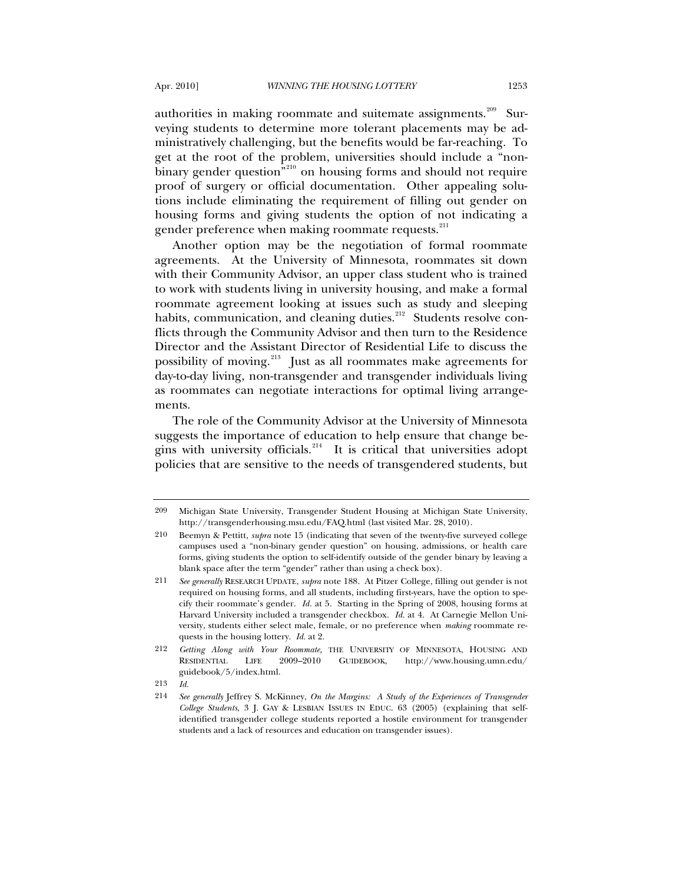authorities in making roommate and suitemate assignments.[209] Surveying students to determine more tolerant placements may be administratively challenging, but the benefits would be far-reaching. To get at the root of the problem, universities should include a "non-binary gender question"[210] on housing forms and should not require proof of surgery or official documentation. Other appealing solutions include eliminating the requirement of filling out gender on housing forms and giving students the option of not indicating a gender preference when making roommate requests.[211]

Another option may be the negotiation of formal roommate agreements. At the University of Minnesota, roommates sit down with their Community Advisor, an upper class student who is trained to work with students living in university housing, and make a formal roommate agreement looking at issues such as study and sleeping habits, communication, and cleaning duties.[212] Students resolve conflicts through the Community Advisor and then turn to the Residence Director and the Assistant Director of Residential Life to discuss the possibility of moving.[213] Just as all roommates make agreements for day-to-day living, non-transgender and transgender individuals living as roommates can negotiate interactions for optimal living arrangements.

The role of the Community Advisor at the University of Minnesota suggests the importance of education to help ensure that change begins with university officials.[214] It is critical that universities adopt policies that are sensitive to the needs of transgendered students, but

---

209 Michigan State University, Transgender Student Housing at Michigan State University, http://transgenderhousing.msu.edu/FAQ.html (last visited Mar. 28, 2010).

210 Beemyn & Pettitt, *supra* note 15 (indicating that seven of the twenty-five surveyed college campuses used a "non-binary gender question" on housing, admissions, or health care forms, giving students the option to self-identify outside of the gender binary by leaving a blank space after the term "gender" rather than using a check box).

211 *See generally* RESEARCH UPDATE, *supra* note 188. At Pitzer College, filling out gender is not required on housing forms, and all students, including first-years, have the option to specify their roommate's gender. *Id.* at 5. Starting in the Spring of 2008, housing forms at Harvard University included a transgender checkbox. *Id.* at 4. At Carnegie Mellon University, students either select male, female, or no preference when *making* roommate requests in the housing lottery. *Id.* at 2.

212 *Getting Along with Your Roommate,* THE UNIVERSITY OF MINNESOTA, HOUSING AND RESIDENTIAL LIFE 2009–2010 GUIDEBOOK, http://www.housing.umn.edu/guidebook/5/index.html.

213 *Id.*

214 *See generally* Jeffrey S. McKinney, *On the Margins: A Study of the Experiences of Transgender College Students*, 3 J. GAY & LESBIAN ISSUES IN EDUC. 63 (2005) (explaining that self-identified transgender college students reported a hostile environment for transgender students and a lack of resources and education on transgender issues).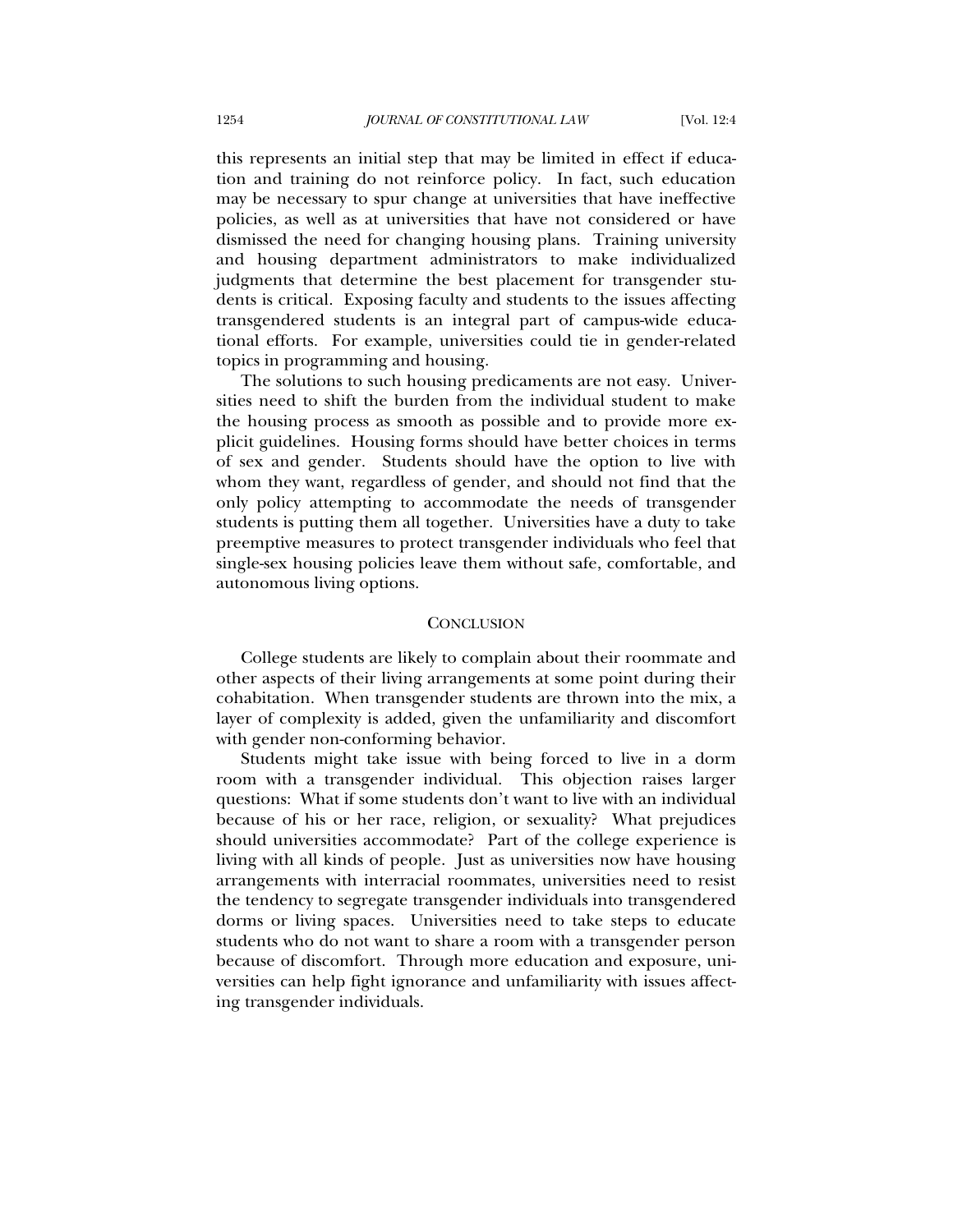this represents an initial step that may be limited in effect if education and training do not reinforce policy. In fact, such education may be necessary to spur change at universities that have ineffective policies, as well as at universities that have not considered or have dismissed the need for changing housing plans. Training university and housing department administrators to make individualized judgments that determine the best placement for transgender students is critical. Exposing faculty and students to the issues affecting transgendered students is an integral part of campus-wide educational efforts. For example, universities could tie in gender-related topics in programming and housing.

The solutions to such housing predicaments are not easy. Universities need to shift the burden from the individual student to make the housing process as smooth as possible and to provide more explicit guidelines. Housing forms should have better choices in terms of sex and gender. Students should have the option to live with whom they want, regardless of gender, and should not find that the only policy attempting to accommodate the needs of transgender students is putting them all together. Universities have a duty to take preemptive measures to protect transgender individuals who feel that single-sex housing policies leave them without safe, comfortable, and autonomous living options.

## CONCLUSION

College students are likely to complain about their roommate and other aspects of their living arrangements at some point during their cohabitation. When transgender students are thrown into the mix, a layer of complexity is added, given the unfamiliarity and discomfort with gender non-conforming behavior.

Students might take issue with being forced to live in a dorm room with a transgender individual. This objection raises larger questions: What if some students don't want to live with an individual because of his or her race, religion, or sexuality? What prejudices should universities accommodate? Part of the college experience is living with all kinds of people. Just as universities now have housing arrangements with interracial roommates, universities need to resist the tendency to segregate transgender individuals into transgendered dorms or living spaces. Universities need to take steps to educate students who do not want to share a room with a transgender person because of discomfort. Through more education and exposure, universities can help fight ignorance and unfamiliarity with issues affecting transgender individuals.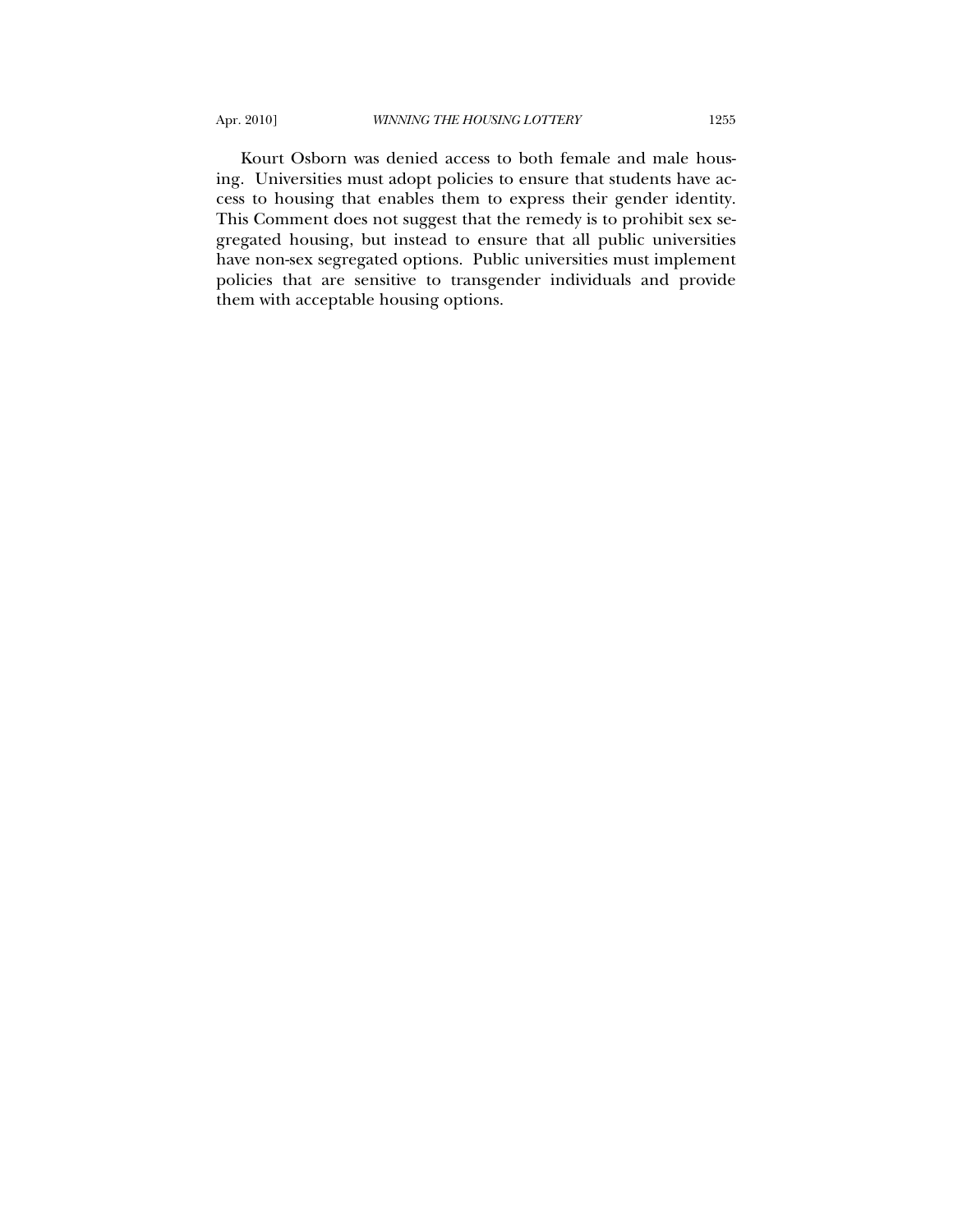Kourt Osborn was denied access to both female and male housing. Universities must adopt policies to ensure that students have access to housing that enables them to express their gender identity. This Comment does not suggest that the remedy is to prohibit sex segregated housing, but instead to ensure that all public universities have non-sex segregated options. Public universities must implement policies that are sensitive to transgender individuals and provide them with acceptable housing options.